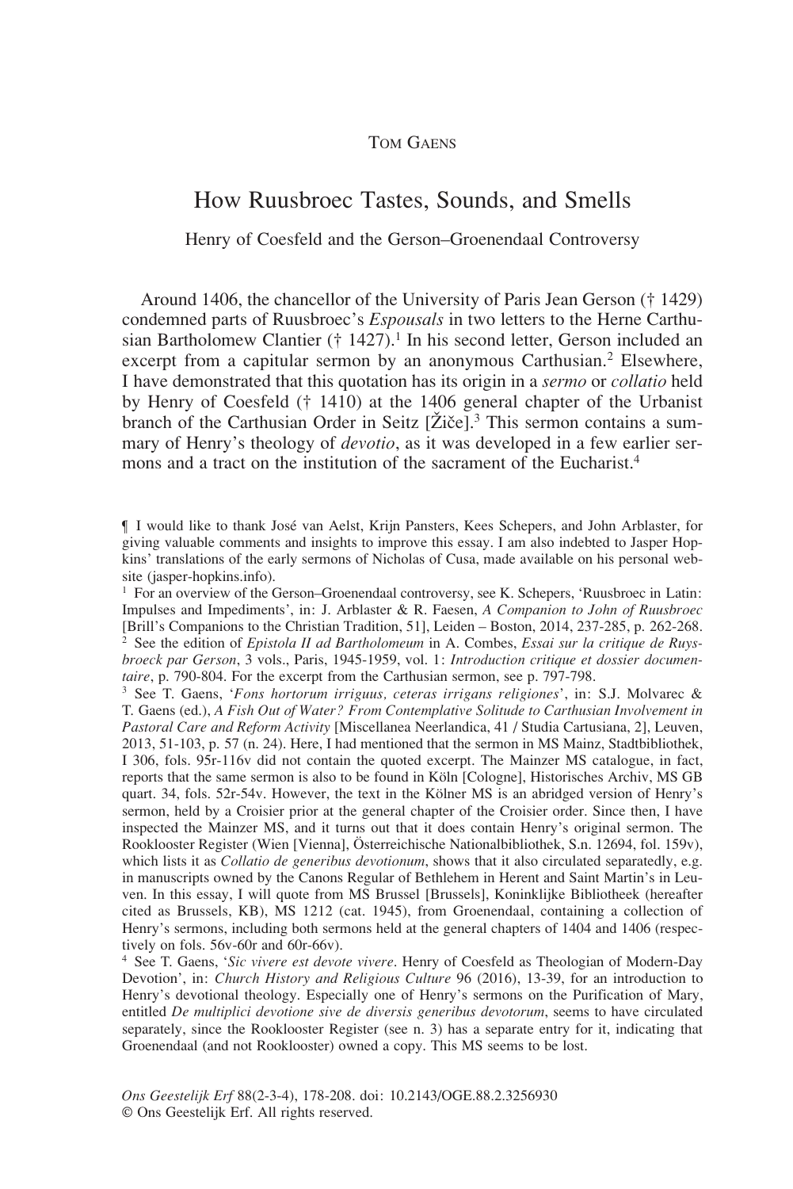Tom Gaens

# How Ruusbroec Tastes, Sounds, and Smells

## Henry of Coesfeld and the Gerson–Groenendaal Controversy

Around 1406, the chancellor of the University of Paris Jean Gerson († 1429) condemned parts of Ruusbroec's *Espousals* in two letters to the Herne Carthusian Bartholomew Clantier († 1427).[1] In his second letter, Gerson included an excerpt from a capitular sermon by an anonymous Carthusian.[2] Elsewhere, I have demonstrated that this quotation has its origin in a *sermo* or *collatio* held by Henry of Coesfeld († 1410) at the 1406 general chapter of the Urbanist branch of the Carthusian Order in Seitz [Žiče].[3] This sermon contains a summary of Henry's theology of *devotio*, as it was developed in a few earlier sermons and a tract on the institution of the sacrament of the Eucharist.[4]

¶ I would like to thank José van Aelst, Krijn Pansters, Kees Schepers, and John Arblaster, for giving valuable comments and insights to improve this essay. I am also indebted to Jasper Hopkins' translations of the early sermons of Nicholas of Cusa, made available on his personal website (jasper-hopkins.info).

[1] For an overview of the Gerson–Groenendaal controversy, see K. Schepers, 'Ruusbroec in Latin: Impulses and Impediments', in: J. Arblaster & R. Faesen, *A Companion to John of Ruusbroec* [Brill's Companions to the Christian Tradition, 51], Leiden – Boston, 2014, 237-285, p. 262-268.

[2] See the edition of *Epistola II ad Bartholomeum* in A. Combes, *Essai sur la critique de Ruysbroeck par Gerson*, 3 vols., Paris, 1945-1959, vol. 1: *Introduction critique et dossier documentaire*, p. 790-804. For the excerpt from the Carthusian sermon, see p. 797-798.

[3] See T. Gaens, '*Fons hortorum irriguus, ceteras irrigans religiones*', in: S.J. Molvarec & T. Gaens (ed.), *A Fish Out of Water? From Contemplative Solitude to Carthusian Involvement in Pastoral Care and Reform Activity* [Miscellanea Neerlandica, 41 / Studia Cartusiana, 2], Leuven, 2013, 51-103, p. 57 (n. 24). Here, I had mentioned that the sermon in MS Mainz, Stadtbibliothek, I 306, fols. 95r-116v did not contain the quoted excerpt. The Mainzer MS catalogue, in fact, reports that the same sermon is also to be found in Köln [Cologne], Historisches Archiv, MS GB quart. 34, fols. 52r-54v. However, the text in the Kölner MS is an abridged version of Henry's sermon, held by a Croisier prior at the general chapter of the Croisier order. Since then, I have inspected the Mainzer MS, and it turns out that it does contain Henry's original sermon. The Rooklooster Register (Wien [Vienna], Österreichische Nationalbibliothek, S.n. 12694, fol. 159v), which lists it as *Collatio de generibus devotionum*, shows that it also circulated separatedly, e.g. in manuscripts owned by the Canons Regular of Bethlehem in Herent and Saint Martin's in Leuven. In this essay, I will quote from MS Brussel [Brussels], Koninklijke Bibliotheek (hereafter cited as Brussels, KB), MS 1212 (cat. 1945), from Groenendaal, containing a collection of Henry's sermons, including both sermons held at the general chapters of 1404 and 1406 (respectively on fols. 56v-60r and 60r-66v).

[4] See T. Gaens, '*Sic vivere est devote vivere*. Henry of Coesfeld as Theologian of Modern-Day Devotion', in: *Church History and Religious Culture* 96 (2016), 13-39, for an introduction to Henry's devotional theology. Especially one of Henry's sermons on the Purification of Mary, entitled *De multiplici devotione sive de diversis generibus devotorum*, seems to have circulated separately, since the Rooklooster Register (see n. 3) has a separate entry for it, indicating that Groenendaal (and not Rooklooster) owned a copy. This MS seems to be lost.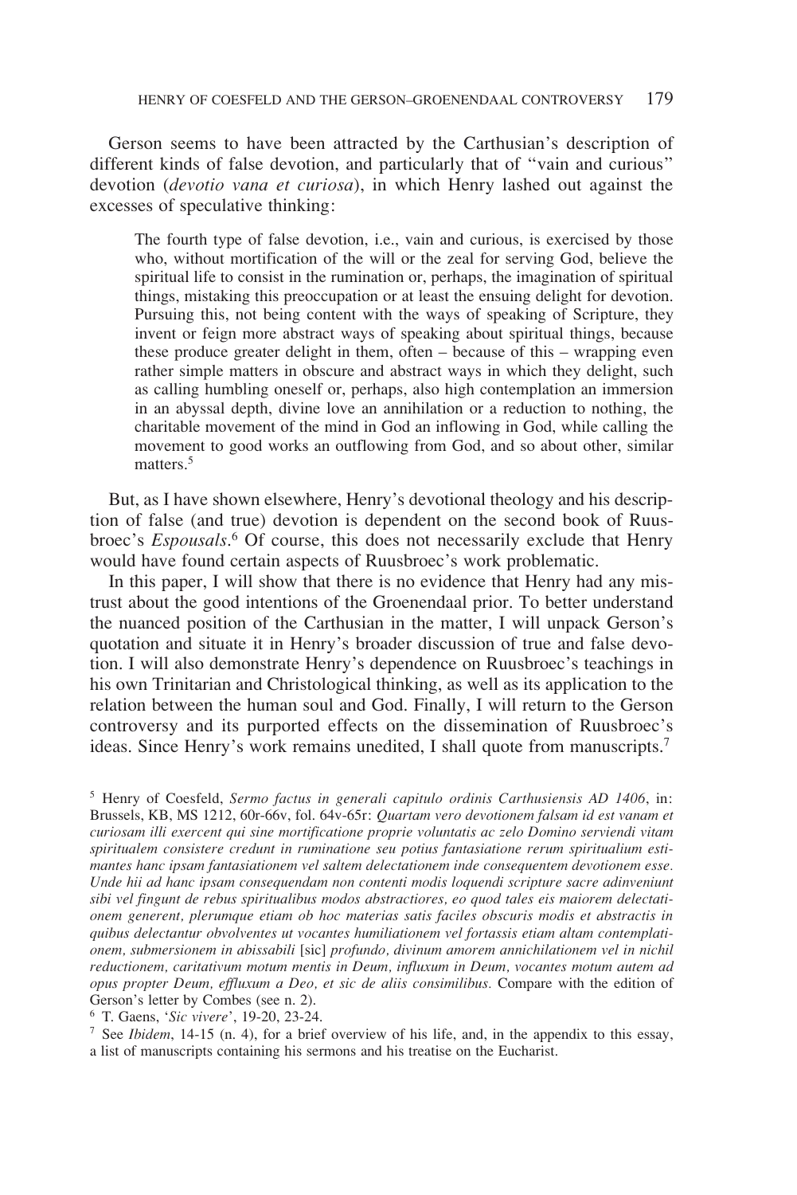Gerson seems to have been attracted by the Carthusian's description of different kinds of false devotion, and particularly that of "vain and curious" devotion (*devotio vana et curiosa*), in which Henry lashed out against the excesses of speculative thinking:

> The fourth type of false devotion, i.e., vain and curious, is exercised by those who, without mortification of the will or the zeal for serving God, believe the spiritual life to consist in the rumination or, perhaps, the imagination of spiritual things, mistaking this preoccupation or at least the ensuing delight for devotion. Pursuing this, not being content with the ways of speaking of Scripture, they invent or feign more abstract ways of speaking about spiritual things, because these produce greater delight in them, often – because of this – wrapping even rather simple matters in obscure and abstract ways in which they delight, such as calling humbling oneself or, perhaps, also high contemplation an immersion in an abyssal depth, divine love an annihilation or a reduction to nothing, the charitable movement of the mind in God an inflowing in God, while calling the movement to good works an outflowing from God, and so about other, similar matters.[5]

But, as I have shown elsewhere, Henry's devotional theology and his description of false (and true) devotion is dependent on the second book of Ruusbroec's *Espousals*.[6] Of course, this does not necessarily exclude that Henry would have found certain aspects of Ruusbroec's work problematic.

In this paper, I will show that there is no evidence that Henry had any mistrust about the good intentions of the Groenendaal prior. To better understand the nuanced position of the Carthusian in the matter, I will unpack Gerson's quotation and situate it in Henry's broader discussion of true and false devotion. I will also demonstrate Henry's dependence on Ruusbroec's teachings in his own Trinitarian and Christological thinking, as well as its application to the relation between the human soul and God. Finally, I will return to the Gerson controversy and its purported effects on the dissemination of Ruusbroec's ideas. Since Henry's work remains unedited, I shall quote from manuscripts.[7]

---

[5] Henry of Coesfeld, *Sermo factus in generali capitulo ordinis Carthusiensis AD 1406*, in: Brussels, KB, MS 1212, 60r-66v, fol. 64v-65r: *Quartam vero devotionem falsam id est vanam et curiosam illi exercent qui sine mortificatione proprie voluntatis ac zelo Domino serviendi vitam spiritualem consistere credunt in ruminatione seu potius fantasiatione rerum spiritualium estimantes hanc ipsam fantasiationem vel saltem delectationem inde consequentem devotionem esse. Unde hii ad hanc ipsam consequendam non contenti modis loquendi scripture sacre adinveniunt sibi vel fingunt de rebus spiritualibus modos abstractiores, eo quod tales eis maiorem delectationem generent, plerumque etiam ob hoc materias satis faciles obscuris modis et abstractis in quibus delectantur obvolventes ut vocantes humiliationem vel fortassis etiam altam contemplationem, submersionem in abissabili* [sic] *profundo, divinum amorem annichilationem vel in nichil reductionem, caritativum motum mentis in Deum, influxum in Deum, vocantes motum autem ad opus propter Deum, effluxum a Deo, et sic de aliis consimilibus.* Compare with the edition of Gerson's letter by Combes (see n. 2).

[6] T. Gaens, '*Sic vivere*', 19-20, 23-24.

[7] See *Ibidem*, 14-15 (n. 4), for a brief overview of his life, and, in the appendix to this essay, a list of manuscripts containing his sermons and his treatise on the Eucharist.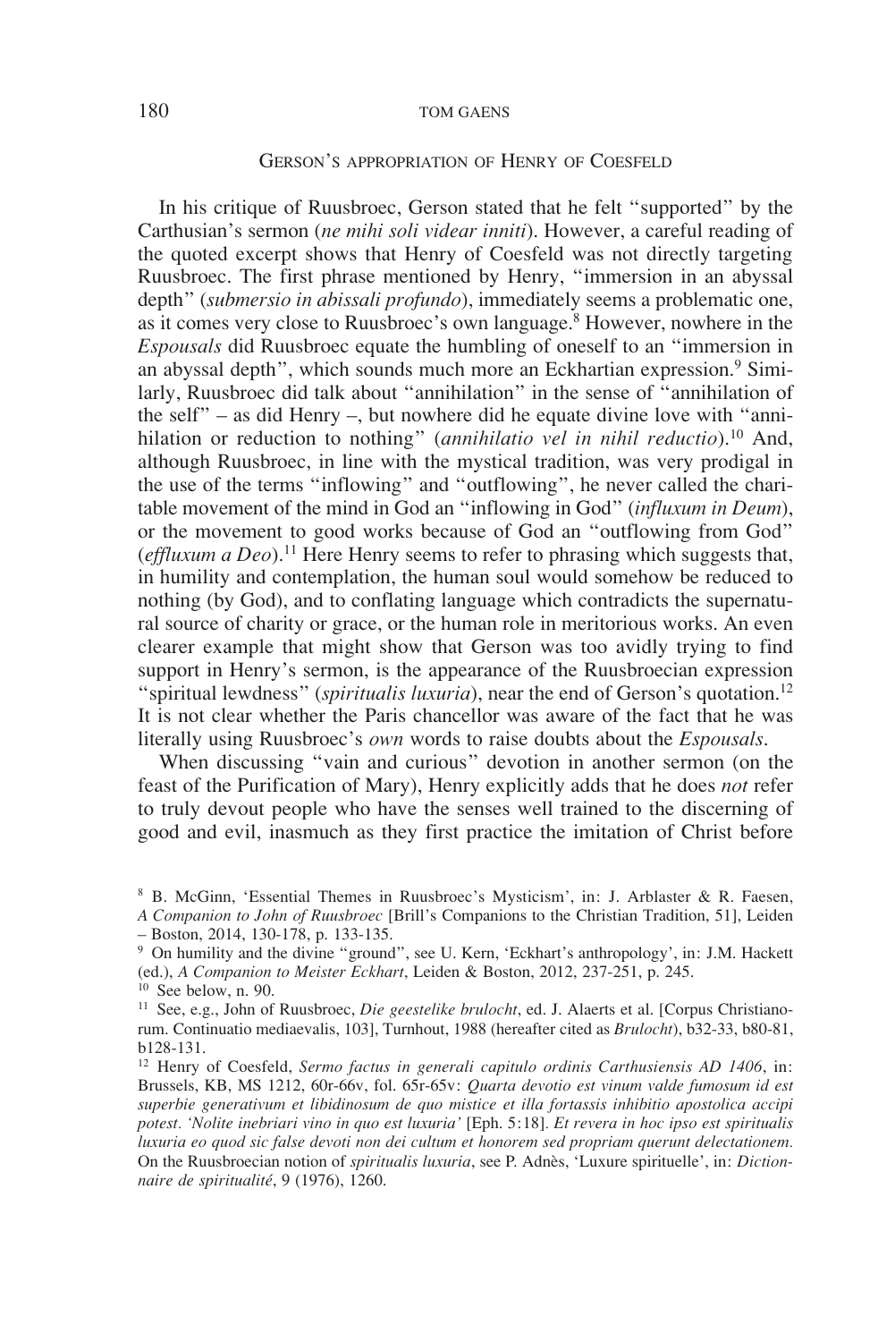## Gerson's appropriation of Henry of Coesfeld

In his critique of Ruusbroec, Gerson stated that he felt "supported" by the Carthusian's sermon (*ne mihi soli videar inniti*). However, a careful reading of the quoted excerpt shows that Henry of Coesfeld was not directly targeting Ruusbroec. The first phrase mentioned by Henry, "immersion in an abyssal depth" (*submersio in abissali profundo*), immediately seems a problematic one, as it comes very close to Ruusbroec's own language.[8] However, nowhere in the *Espousals* did Ruusbroec equate the humbling of oneself to an "immersion in an abyssal depth", which sounds much more an Eckhartian expression.[9] Similarly, Ruusbroec did talk about "annihilation" in the sense of "annihilation of the self" – as did Henry –, but nowhere did he equate divine love with "annihilation or reduction to nothing" (*annihilatio vel in nihil reductio*).[10] And, although Ruusbroec, in line with the mystical tradition, was very prodigal in the use of the terms "inflowing" and "outflowing", he never called the charitable movement of the mind in God an "inflowing in God" (*influxum in Deum*), or the movement to good works because of God an "outflowing from God" (*effluxum a Deo*).[11] Here Henry seems to refer to phrasing which suggests that, in humility and contemplation, the human soul would somehow be reduced to nothing (by God), and to conflating language which contradicts the supernatural source of charity or grace, or the human role in meritorious works. An even clearer example that might show that Gerson was too avidly trying to find support in Henry's sermon, is the appearance of the Ruusbroecian expression "spiritual lewdness" (*spiritualis luxuria*), near the end of Gerson's quotation.[12] It is not clear whether the Paris chancellor was aware of the fact that he was literally using Ruusbroec's *own* words to raise doubts about the *Espousals*.

When discussing "vain and curious" devotion in another sermon (on the feast of the Purification of Mary), Henry explicitly adds that he does *not* refer to truly devout people who have the senses well trained to the discerning of good and evil, inasmuch as they first practice the imitation of Christ before

---

[8] B. McGinn, 'Essential Themes in Ruusbroec's Mysticism', in: J. Arblaster & R. Faesen, *A Companion to John of Ruusbroec* [Brill's Companions to the Christian Tradition, 51], Leiden – Boston, 2014, 130-178, p. 133-135.

[9] On humility and the divine "ground", see U. Kern, 'Eckhart's anthropology', in: J.M. Hackett (ed.), *A Companion to Meister Eckhart*, Leiden & Boston, 2012, 237-251, p. 245.

[10] See below, n. 90.

[11] See, e.g., John of Ruusbroec, *Die geestelike brulocht*, ed. J. Alaerts et al. [Corpus Christianorum. Continuatio mediaevalis, 103], Turnhout, 1988 (hereafter cited as *Brulocht*), b32-33, b80-81, b128-131.

[12] Henry of Coesfeld, *Sermo factus in generali capitulo ordinis Carthusiensis AD 1406*, in: Brussels, KB, MS 1212, 60r-66v, fol. 65r-65v: *Quarta devotio est vinum valde fumosum id est superbie generativum et libidinosum de quo mistice et illa fortassis inhibitio apostolica accipi potest. 'Nolite inebriari vino in quo est luxuria'* [Eph. 5:18]. *Et revera in hoc ipso est spiritualis luxuria eo quod sic false devoti non dei cultum et honorem sed propriam querunt delectationem.* On the Ruusbroecian notion of *spiritualis luxuria*, see P. Adnès, 'Luxure spirituelle', in: *Dictionnaire de spiritualité*, 9 (1976), 1260.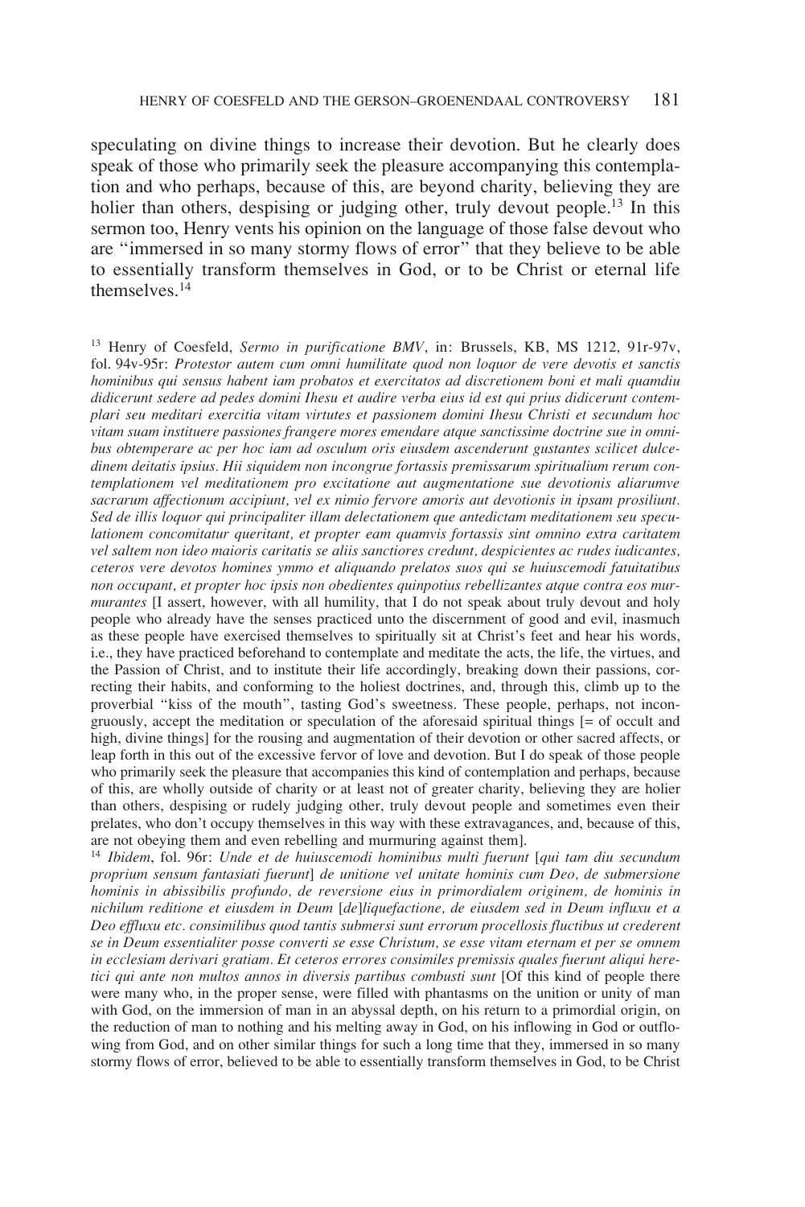speculating on divine things to increase their devotion. But he clearly does speak of those who primarily seek the pleasure accompanying this contemplation and who perhaps, because of this, are beyond charity, believing they are holier than others, despising or judging other, truly devout people.[13] In this sermon too, Henry vents his opinion on the language of those false devout who are "immersed in so many stormy flows of error" that they believe to be able to essentially transform themselves in God, or to be Christ or eternal life themselves.[14]

---

[13] Henry of Coesfeld, *Sermo in purificatione BMV*, in: Brussels, KB, MS 1212, 91r-97v, fol. 94v-95r: *Protestor autem cum omni humilitate quod non loquor de vere devotis et sanctis hominibus qui sensus habent iam probatos et exercitatos ad discretionem boni et mali quamdiu didicerunt sedere ad pedes domini Ihesu et audire verba eius id est qui prius didicerunt contemplari seu meditari exercitia vitam virtutes et passionem domini Ihesu Christi et secundum hoc vitam suam instituere passiones frangere mores emendare atque sanctissime doctrine sue in omnibus obtemperare ac per hoc iam ad osculum oris eiusdem ascenderunt gustantes scilicet dulcedinem deitatis ipsius. Hii siquidem non incongrue fortassis premissarum spiritualium rerum contemplationem vel meditationem pro excitatione aut augmentatione sue devotionis aliarumve sacrarum affectionum accipiunt, vel ex nimio fervore amoris aut devotionis in ipsam prosiliunt. Sed de illis loquor qui principaliter illam delectationem que antedictam meditationem seu speculationem concomitatur queritant, et propter eam quamvis fortassis sint omnino extra caritatem vel saltem non ideo maioris caritatis se aliis sanctiores credunt, despicientes ac rudes iudicantes, ceteros vere devotos homines ymmo et aliquando prelatos suos qui se huiuscemodi fatuitatibus non occupant, et propter hoc ipsis non obedientes quinpotius rebellizantes atque contra eos murmurantes* [I assert, however, with all humility, that I do not speak about truly devout and holy people who already have the senses practiced unto the discernment of good and evil, inasmuch as these people have exercised themselves to spiritually sit at Christ's feet and hear his words, i.e., they have practiced beforehand to contemplate and meditate the acts, the life, the virtues, and the Passion of Christ, and to institute their life accordingly, breaking down their passions, correcting their habits, and conforming to the holiest doctrines, and, through this, climb up to the proverbial "kiss of the mouth", tasting God's sweetness. These people, perhaps, not incongruously, accept the meditation or speculation of the aforesaid spiritual things [= of occult and high, divine things] for the rousing and augmentation of their devotion or other sacred affects, or leap forth in this out of the excessive fervor of love and devotion. But I do speak of those people who primarily seek the pleasure that accompanies this kind of contemplation and perhaps, because of this, are wholly outside of charity or at least not of greater charity, believing they are holier than others, despising or rudely judging other, truly devout people and sometimes even their prelates, who don't occupy themselves in this way with these extravagances, and, because of this, are not obeying them and even rebelling and murmuring against them].

[14] *Ibidem*, fol. 96r: *Unde et de huiuscemodi hominibus multi fuerunt* [*qui tam diu secundum proprium sensum fantasiati fuerunt*] *de unitione vel unitate hominis cum Deo, de submersione hominis in abissibilis profundo, de reversione eius in primordialem originem, de hominis in nichilum reditione et eiusdem in Deum* [*de*]*liquefactione, de eiusdem sed in Deum influxu et a Deo effluxu etc. consimilibus quod tantis submersi sunt errorum procellosis fluctibus ut crederent se in Deum essentialiter posse converti se esse Christum, se esse vitam eternam et per se omnem in ecclesiam derivari gratiam. Et ceteros errores consimiles premissis quales fuerunt aliqui heretici qui ante non multos annos in diversis partibus combusti sunt* [Of this kind of people there were many who, in the proper sense, were filled with phantasms on the unition or unity of man with God, on the immersion of man in an abyssal depth, on his return to a primordial origin, on the reduction of man to nothing and his melting away in God, on his inflowing in God or outflowing from God, and on other similar things for such a long time that they, immersed in so many stormy flows of error, believed to be able to essentially transform themselves in God, to be Christ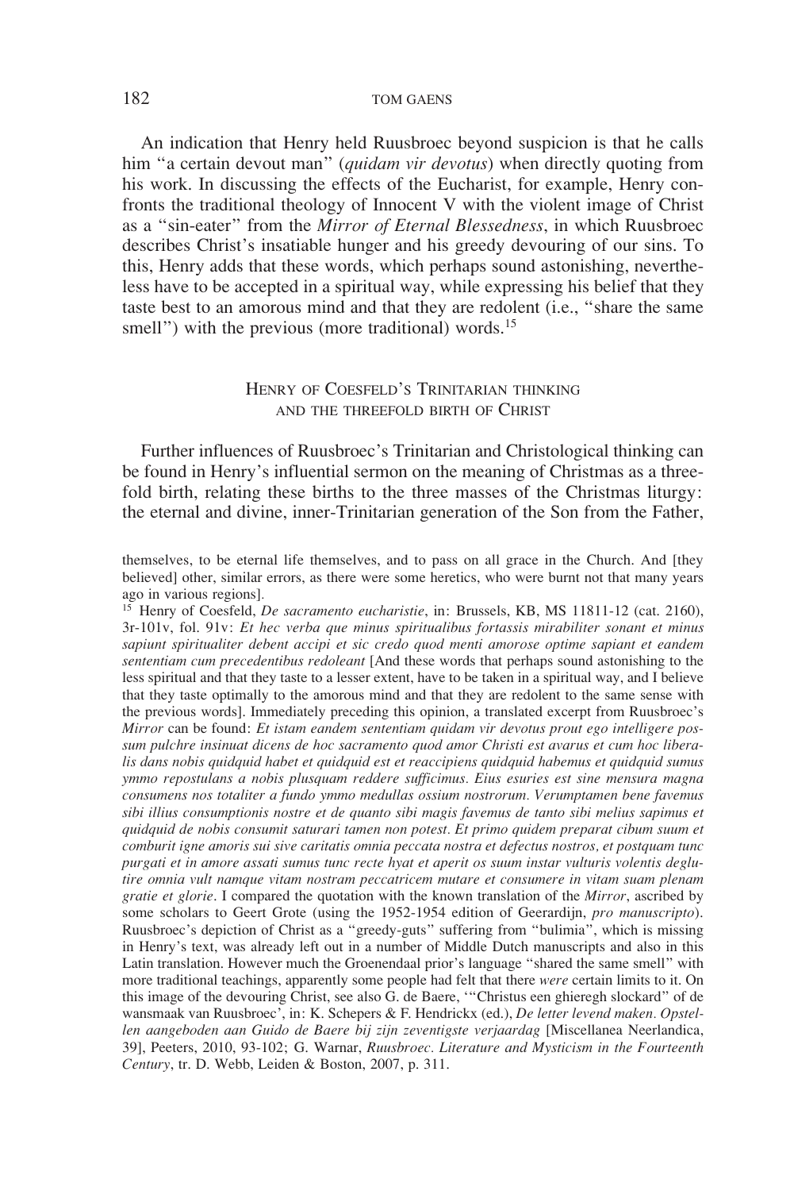An indication that Henry held Ruusbroec beyond suspicion is that he calls him "a certain devout man" (*quidam vir devotus*) when directly quoting from his work. In discussing the effects of the Eucharist, for example, Henry confronts the traditional theology of Innocent V with the violent image of Christ as a "sin-eater" from the *Mirror of Eternal Blessedness*, in which Ruusbroec describes Christ's insatiable hunger and his greedy devouring of our sins. To this, Henry adds that these words, which perhaps sound astonishing, nevertheless have to be accepted in a spiritual way, while expressing his belief that they taste best to an amorous mind and that they are redolent (i.e., "share the same smell") with the previous (more traditional) words.[15]

## Henry of Coesfeld's Trinitarian thinking and the threefold birth of Christ

Further influences of Ruusbroec's Trinitarian and Christological thinking can be found in Henry's influential sermon on the meaning of Christmas as a threefold birth, relating these births to the three masses of the Christmas liturgy: the eternal and divine, inner-Trinitarian generation of the Son from the Father,

---

themselves, to be eternal life themselves, and to pass on all grace in the Church. And [they believed] other, similar errors, as there were some heretics, who were burnt not that many years ago in various regions].

[15] Henry of Coesfeld, *De sacramento eucharistie*, in: Brussels, KB, MS 11811-12 (cat. 2160), 3r-101v, fol. 91v: *Et hec verba que minus spiritualibus fortassis mirabiliter sonant et minus sapiunt spiritualiter debent accipi et sic credo quod menti amorose optime sapiant et eandem sententiam cum precedentibus redoleant* [And these words that perhaps sound astonishing to the less spiritual and that they taste to a lesser extent, have to be taken in a spiritual way, and I believe that they taste optimally to the amorous mind and that they are redolent to the same sense with the previous words]. Immediately preceding this opinion, a translated excerpt from Ruusbroec's *Mirror* can be found: *Et istam eandem sententiam quidam vir devotus prout ego intelligere possum pulchre insinuat dicens de hoc sacramento quod amor Christi est avarus et cum hoc liberalis dans nobis quidquid habet et quidquid est et reaccipiens quidquid habemus et quidquid sumus ymmo repostulans a nobis plusquam reddere sufficimus. Eius esuries est sine mensura magna consumens nos totaliter a fundo ymmo medullas ossium nostrorum. Verumptamen bene favemus sibi illius consumptionis nostre et de quanto sibi magis favemus de tanto sibi melius sapimus et quidquid de nobis consumit saturari tamen non potest. Et primo quidem preparat cibum suum et comburit igne amoris sui sive caritatis omnia peccata nostra et defectus nostros, et postquam tunc purgati et in amore assati sumus tunc recte hyat et aperit os suum instar vulturis volentis deglutire omnia vult namque vitam nostram peccatricem mutare et consumere in vitam suam plenam gratie et glorie*. I compared the quotation with the known translation of the *Mirror*, ascribed by some scholars to Geert Grote (using the 1952-1954 edition of Geerardijn, *pro manuscripto*). Ruusbroec's depiction of Christ as a "greedy-guts" suffering from "bulimia", which is missing in Henry's text, was already left out in a number of Middle Dutch manuscripts and also in this Latin translation. However much the Groenendaal prior's language "shared the same smell" with more traditional teachings, apparently some people had felt that there *were* certain limits to it. On this image of the devouring Christ, see also G. de Baere, '"Christus een ghieregh slockard" of de wansmaak van Ruusbroec', in: K. Schepers & F. Hendrickx (ed.), *De letter levend maken. Opstellen aangeboden aan Guido de Baere bij zijn zeventigste verjaardag* [Miscellanea Neerlandica, 39], Peeters, 2010, 93-102; G. Warnar, *Ruusbroec. Literature and Mysticism in the Fourteenth Century*, tr. D. Webb, Leiden & Boston, 2007, p. 311.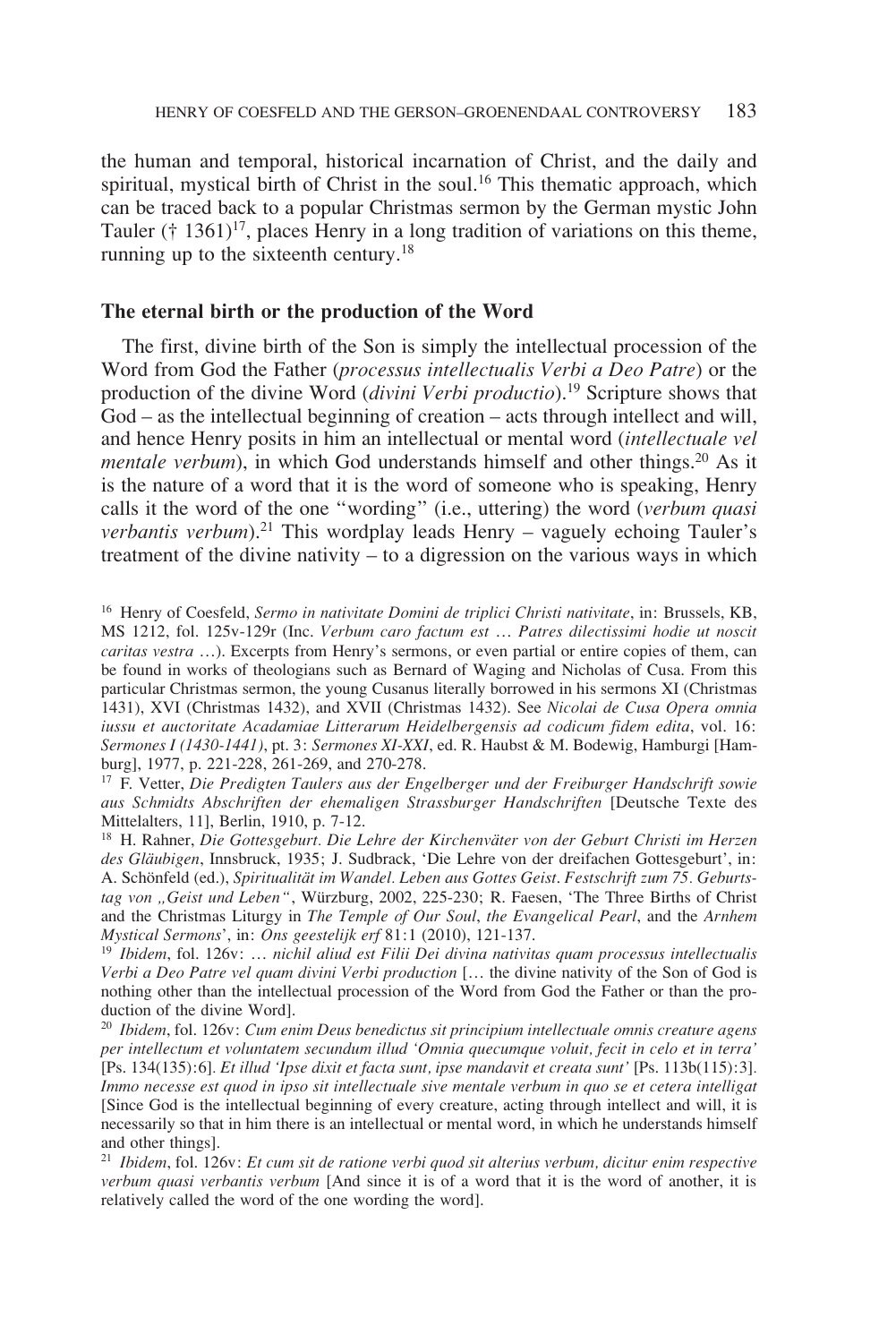the human and temporal, historical incarnation of Christ, and the daily and spiritual, mystical birth of Christ in the soul.[16] This thematic approach, which can be traced back to a popular Christmas sermon by the German mystic John Tauler († 1361)[17], places Henry in a long tradition of variations on this theme, running up to the sixteenth century.[18]

### The eternal birth or the production of the Word

The first, divine birth of the Son is simply the intellectual procession of the Word from God the Father (*processus intellectualis Verbi a Deo Patre*) or the production of the divine Word (*divini Verbi productio*).[19] Scripture shows that God – as the intellectual beginning of creation – acts through intellect and will, and hence Henry posits in him an intellectual or mental word (*intellectuale vel mentale verbum*), in which God understands himself and other things.[20] As it is the nature of a word that it is the word of someone who is speaking, Henry calls it the word of the one "wording" (i.e., uttering) the word (*verbum quasi verbantis verbum*).[21] This wordplay leads Henry – vaguely echoing Tauler's treatment of the divine nativity – to a digression on the various ways in which

---

[16] Henry of Coesfeld, *Sermo in nativitate Domini de triplici Christi nativitate*, in: Brussels, KB, MS 1212, fol. 125v-129r (Inc. *Verbum caro factum est … Patres dilectissimi hodie ut noscit caritas vestra …*). Excerpts from Henry's sermons, or even partial or entire copies of them, can be found in works of theologians such as Bernard of Waging and Nicholas of Cusa. From this particular Christmas sermon, the young Cusanus literally borrowed in his sermons XI (Christmas 1431), XVI (Christmas 1432), and XVII (Christmas 1432). See *Nicolai de Cusa Opera omnia iussu et auctoritate Acadamiae Litterarum Heidelbergensis ad codicum fidem edita*, vol. 16: *Sermones I (1430-1441)*, pt. 3: *Sermones XI-XXI*, ed. R. Haubst & M. Bodewig, Hamburgi [Hamburg], 1977, p. 221-228, 261-269, and 270-278.

[17] F. Vetter, *Die Predigten Taulers aus der Engelberger und der Freiburger Handschrift sowie aus Schmidts Abschriften der ehemaligen Strassburger Handschriften* [Deutsche Texte des Mittelalters, 11], Berlin, 1910, p. 7-12.

[18] H. Rahner, *Die Gottesgeburt. Die Lehre der Kirchenväter von der Geburt Christi im Herzen des Gläubigen*, Innsbruck, 1935; J. Sudbrack, 'Die Lehre von der dreifachen Gottesgeburt', in: A. Schönfeld (ed.), *Spiritualität im Wandel. Leben aus Gottes Geist. Festschrift zum 75. Geburtstag von „Geist und Leben"*, Würzburg, 2002, 225-230; R. Faesen, 'The Three Births of Christ and the Christmas Liturgy in *The Temple of Our Soul*, *the Evangelical Pearl*, and the *Arnhem Mystical Sermons*', in: *Ons geestelijk erf* 81:1 (2010), 121-137.

[19] *Ibidem*, fol. 126v: *… nichil aliud est Filii Dei divina nativitas quam processus intellectualis Verbi a Deo Patre vel quam divini Verbi production* [… the divine nativity of the Son of God is nothing other than the intellectual procession of the Word from God the Father or than the production of the divine Word].

[20] *Ibidem*, fol. 126v: *Cum enim Deus benedictus sit principium intellectuale omnis creature agens per intellectum et voluntatem secundum illud 'Omnia quecumque voluit, fecit in celo et in terra'* [Ps. 134(135):6]. *Et illud 'Ipse dixit et facta sunt, ipse mandavit et creata sunt'* [Ps. 113b(115):3]. *Immo necesse est quod in ipso sit intellectuale sive mentale verbum in quo se et cetera intelligat* [Since God is the intellectual beginning of every creature, acting through intellect and will, it is necessarily so that in him there is an intellectual or mental word, in which he understands himself and other things].

[21] *Ibidem*, fol. 126v: *Et cum sit de ratione verbi quod sit alterius verbum, dicitur enim respective verbum quasi verbantis verbum* [And since it is of a word that it is the word of another, it is relatively called the word of the one wording the word].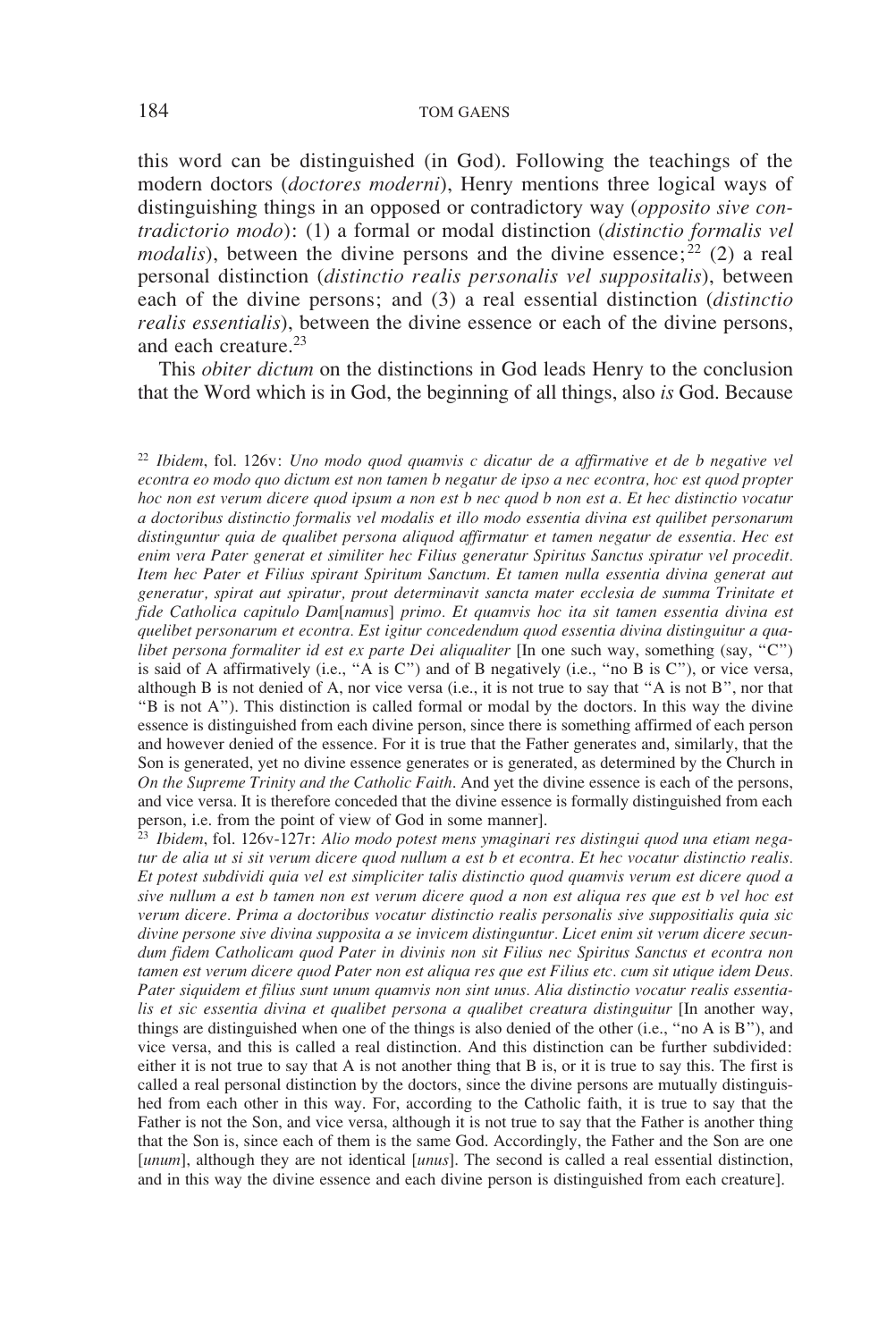this word can be distinguished (in God). Following the teachings of the modern doctors (*doctores moderni*), Henry mentions three logical ways of distinguishing things in an opposed or contradictory way (*opposito sive contradictorio modo*): (1) a formal or modal distinction (*distinctio formalis vel modalis*), between the divine persons and the divine essence;[22] (2) a real personal distinction (*distinctio realis personalis vel suppositalis*), between each of the divine persons; and (3) a real essential distinction (*distinctio realis essentialis*), between the divine essence or each of the divine persons, and each creature.[23]

This *obiter dictum* on the distinctions in God leads Henry to the conclusion that the Word which is in God, the beginning of all things, also *is* God. Because

---

[22] *Ibidem*, fol. 126v: *Uno modo quod quamvis c dicatur de a affirmative et de b negative vel econtra eo modo quo dictum est non tamen b negatur de ipso a nec econtra, hoc est quod propter hoc non est verum dicere quod ipsum a non est b nec quod b non est a. Et hec distinctio vocatur a doctoribus distinctio formalis vel modalis et illo modo essentia divina est quilibet personarum distinguntur quia de qualibet persona aliquod affirmatur et tamen negatur de essentia. Hec est enim vera Pater generat et similiter hec Filius generatur Spiritus Sanctus spiratur vel procedit. Item hec Pater et Filius spirant Spiritum Sanctum. Et tamen nulla essentia divina generat aut generatur, spirat aut spiratur, prout determinavit sancta mater ecclesia de summa Trinitate et fide Catholica capitulo Dam*[*namus*] *primo. Et quamvis hoc ita sit tamen essentia divina est quelibet personarum et econtra. Est igitur concedendum quod essentia divina distinguitur a qualibet persona formaliter id est ex parte Dei aliqualiter* [In one such way, something (say, "C") is said of A affirmatively (i.e., "A is C") and of B negatively (i.e., "no B is C"), or vice versa, although B is not denied of A, nor vice versa (i.e., it is not true to say that "A is not B", nor that "B is not A"). This distinction is called formal or modal by the doctors. In this way the divine essence is distinguished from each divine person, since there is something affirmed of each person and however denied of the essence. For it is true that the Father generates and, similarly, that the Son is generated, yet no divine essence generates or is generated, as determined by the Church in *On the Supreme Trinity and the Catholic Faith*. And yet the divine essence is each of the persons, and vice versa. It is therefore conceded that the divine essence is formally distinguished from each person, i.e. from the point of view of God in some manner].

[23] *Ibidem*, fol. 126v-127r: *Alio modo potest mens ymaginari res distingui quod una etiam negatur de alia ut si sit verum dicere quod nullum a est b et econtra. Et hec vocatur distinctio realis. Et potest subdividi quia vel est simpliciter talis distinctio quod quamvis verum est dicere quod a sive nullum a est b tamen non est verum dicere quod a non est aliqua res que est b vel hoc est verum dicere. Prima a doctoribus vocatur distinctio realis personalis sive suppositialis quia sic divine persone sive divina supposita a se invicem distinguntur. Licet enim sit verum dicere secundum fidem Catholicam quod Pater in divinis non sit Filius nec Spiritus Sanctus et econtra non tamen est verum dicere quod Pater non est aliqua res que est Filius etc. cum sit utique idem Deus. Pater siquidem et filius sunt unum quamvis non sint unus. Alia distinctio vocatur realis essentialis et sic essentia divina et qualibet persona a qualibet creatura distinguitur* [In another way, things are distinguished when one of the things is also denied of the other (i.e., "no A is B"), and vice versa, and this is called a real distinction. And this distinction can be further subdivided: either it is not true to say that A is not another thing that B is, or it is true to say this. The first is called a real personal distinction by the doctors, since the divine persons are mutually distinguished from each other in this way. For, according to the Catholic faith, it is true to say that the Father is not the Son, and vice versa, although it is not true to say that the Father is another thing that the Son is, since each of them is the same God. Accordingly, the Father and the Son are one [*unum*], although they are not identical [*unus*]. The second is called a real essential distinction, and in this way the divine essence and each divine person is distinguished from each creature].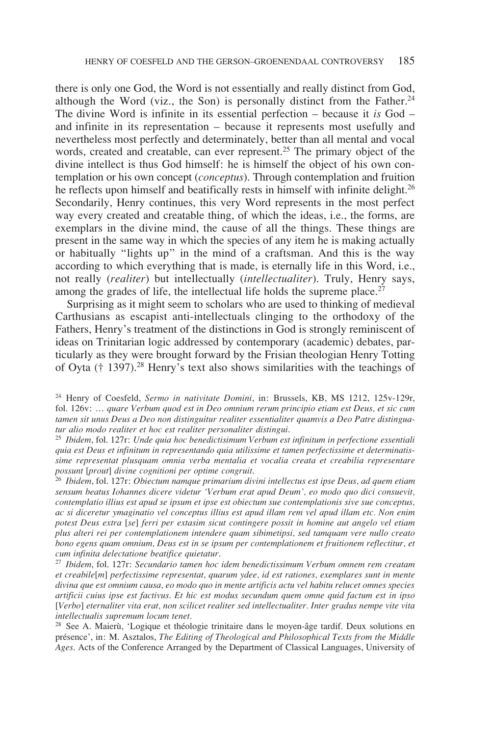there is only one God, the Word is not essentially and really distinct from God, although the Word (viz., the Son) is personally distinct from the Father.[24] The divine Word is infinite in its essential perfection – because it *is* God – and infinite in its representation – because it represents most usefully and nevertheless most perfectly and determinately, better than all mental and vocal words, created and creatable, can ever represent.[25] The primary object of the divine intellect is thus God himself: he is himself the object of his own contemplation or his own concept (*conceptus*). Through contemplation and fruition he reflects upon himself and beatifically rests in himself with infinite delight.[26] Secondarily, Henry continues, this very Word represents in the most perfect way every created and creatable thing, of which the ideas, i.e., the forms, are exemplars in the divine mind, the cause of all the things. These things are present in the same way in which the species of any item he is making actually or habitually "lights up" in the mind of a craftsman. And this is the way according to which everything that is made, is eternally life in this Word, i.e., not really (*realiter*) but intellectually (*intellectualiter*). Truly, Henry says, among the grades of life, the intellectual life holds the supreme place.[27]

Surprising as it might seem to scholars who are used to thinking of medieval Carthusians as escapist anti-intellectuals clinging to the orthodoxy of the Fathers, Henry's treatment of the distinctions in God is strongly reminiscent of ideas on Trinitarian logic addressed by contemporary (academic) debates, particularly as they were brought forward by the Frisian theologian Henry Totting of Oyta († 1397).[28] Henry's text also shows similarities with the teachings of

---

[24] Henry of Coesfeld, *Sermo in nativitate Domini*, in: Brussels, KB, MS 1212, 125v-129r, fol. 126v: *… quare Verbum quod est in Deo omnium rerum principio etiam est Deus, et sic cum tamen sit unus Deus a Deo non distinguitur realiter essentialiter quamvis a Deo Patre distinguatur alio modo realiter et hoc est realiter personaliter distingui.*

[25] *Ibidem*, fol. 127r: *Unde quia hoc benedictisimum Verbum est infinitum in perfectione essentiali quia est Deus et infinitum in representando quia utilissime et tamen perfectissime et determinatissime representat plusquam omnia verba mentalia et vocalia creata et creabilia representare possunt* [*prout*] *divine cognitioni per optime congruit.*

[26] *Ibidem*, fol. 127r: *Obiectum namque primarium divini intellectus est ipse Deus, ad quem etiam sensum beatus Iohannes dicere videtur 'Verbum erat apud Deum', eo modo quo dici consuevit, contemplatio illius est apud se ipsum et ipse est obiectum sue contemplationis sive sue conceptus, ac si diceretur ymaginatio vel conceptus illius est apud illam rem vel apud illam etc. Non enim potest Deus extra* [*se*] *ferri per extasim sicut contingere possit in homine aut angelo vel etiam plus alteri rei per contemplationem intendere quam sibimetipsi, sed tamquam vere nullo creato bono egens quam omnium, Deus est in se ipsum per contemplationem et fruitionem reflectitur, et cum infinita delectatione beatifice quietatur.*

[27] *Ibidem*, fol. 127r: *Secundario tamen hoc idem benedictissimum Verbum omnem rem creatam et creabile*[*m*] *perfectissime representat, quarum ydee, id est rationes, exemplares sunt in mente divina que est omnium causa, eo modo quo in mente artificis actu vel habitu relucet omnes species artificii cuius ipse est factivus. Et hic est modus secundum quem omne quid factum est in ipso* [*Verbo*] *eternaliter vita erat, non scilicet realiter sed intellectualiter. Inter gradus nempe vite vita intellectualis supremum locum tenet.*

[28] See A. Maierù, 'Logique et théologie trinitaire dans le moyen-âge tardif. Deux solutions en présence', in: M. Asztalos, *The Editing of Theological and Philosophical Texts from the Middle Ages*. Acts of the Conference Arranged by the Department of Classical Languages, University of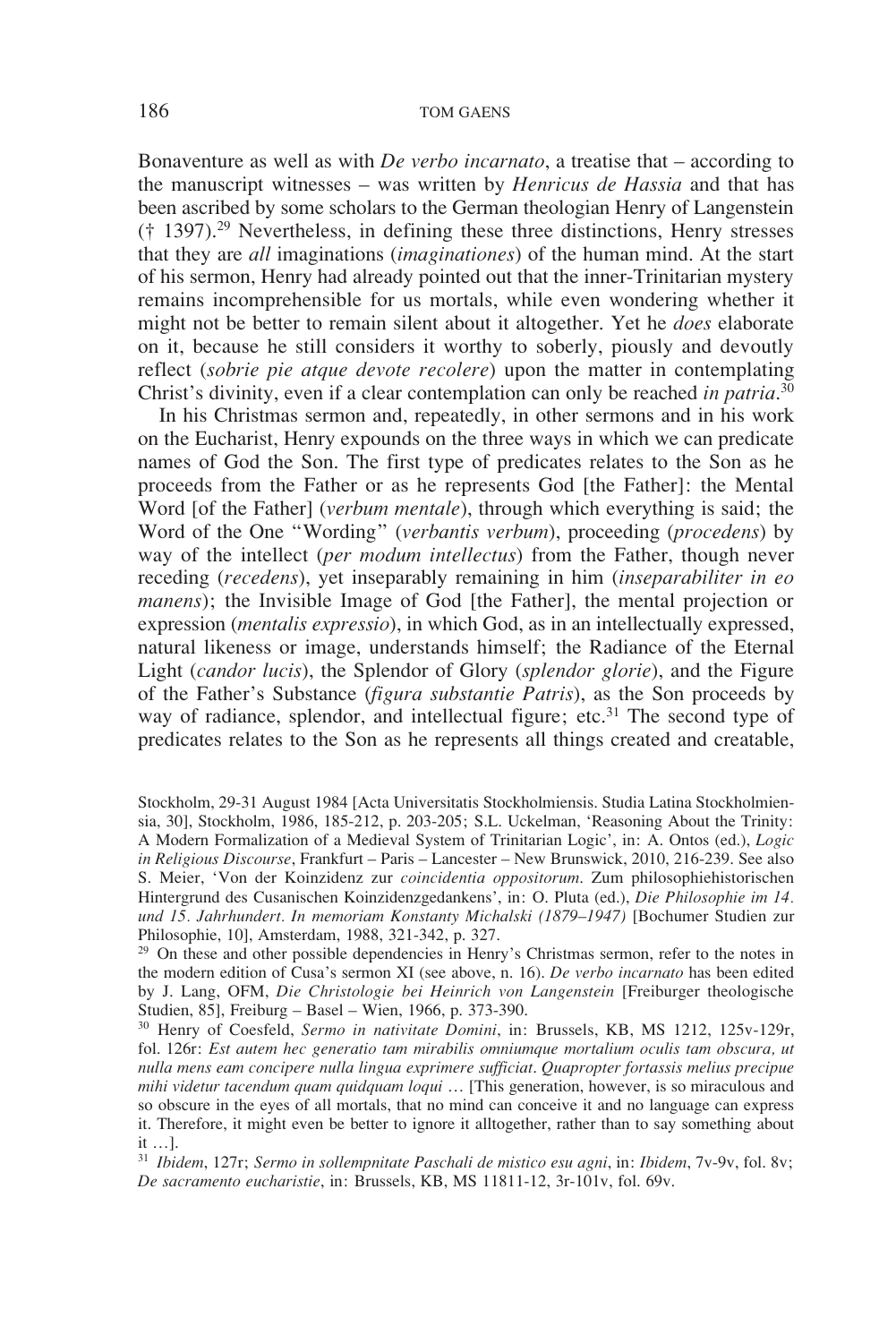Bonaventure as well as with *De verbo incarnato*, a treatise that – according to the manuscript witnesses – was written by *Henricus de Hassia* and that has been ascribed by some scholars to the German theologian Henry of Langenstein († 1397).[29] Nevertheless, in defining these three distinctions, Henry stresses that they are *all* imaginations (*imaginationes*) of the human mind. At the start of his sermon, Henry had already pointed out that the inner-Trinitarian mystery remains incomprehensible for us mortals, while even wondering whether it might not be better to remain silent about it altogether. Yet he *does* elaborate on it, because he still considers it worthy to soberly, piously and devoutly reflect (*sobrie pie atque devote recolere*) upon the matter in contemplating Christ's divinity, even if a clear contemplation can only be reached *in patria*.[30]

In his Christmas sermon and, repeatedly, in other sermons and in his work on the Eucharist, Henry expounds on the three ways in which we can predicate names of God the Son. The first type of predicates relates to the Son as he proceeds from the Father or as he represents God [the Father]: the Mental Word [of the Father] (*verbum mentale*), through which everything is said; the Word of the One "Wording" (*verbantis verbum*), proceeding (*procedens*) by way of the intellect (*per modum intellectus*) from the Father, though never receding (*recedens*), yet inseparably remaining in him (*inseparabiliter in eo manens*); the Invisible Image of God [the Father], the mental projection or expression (*mentalis expressio*), in which God, as in an intellectually expressed, natural likeness or image, understands himself; the Radiance of the Eternal Light (*candor lucis*), the Splendor of Glory (*splendor glorie*), and the Figure of the Father's Substance (*figura substantie Patris*), as the Son proceeds by way of radiance, splendor, and intellectual figure; etc.[31] The second type of predicates relates to the Son as he represents all things created and creatable,

Stockholm, 29-31 August 1984 [Acta Universitatis Stockholmiensis. Studia Latina Stockholmiensia, 30], Stockholm, 1986, 185-212, p. 203-205; S.L. Uckelman, 'Reasoning About the Trinity: A Modern Formalization of a Medieval System of Trinitarian Logic', in: A. Ontos (ed.), *Logic in Religious Discourse*, Frankfurt – Paris – Lancester – New Brunswick, 2010, 216-239. See also S. Meier, 'Von der Koinzidenz zur *coincidentia oppositorum*. Zum philosophiehistorischen Hintergrund des Cusanischen Koinzidenzgedankens', in: O. Pluta (ed.), *Die Philosophie im 14. und 15. Jahrhundert. In memoriam Konstanty Michalski (1879–1947)* [Bochumer Studien zur Philosophie, 10], Amsterdam, 1988, 321-342, p. 327.

[29] On these and other possible dependencies in Henry's Christmas sermon, refer to the notes in the modern edition of Cusa's sermon XI (see above, n. 16). *De verbo incarnato* has been edited by J. Lang, OFM, *Die Christologie bei Heinrich von Langenstein* [Freiburger theologische Studien, 85], Freiburg – Basel – Wien, 1966, p. 373-390.

[30] Henry of Coesfeld, *Sermo in nativitate Domini*, in: Brussels, KB, MS 1212, 125v-129r, fol. 126r: *Est autem hec generatio tam mirabilis omniumque mortalium oculis tam obscura, ut nulla mens eam concipere nulla lingua exprimere sufficiat. Quapropter fortassis melius precipue mihi videtur tacendum quam quidquam loqui* … [This generation, however, is so miraculous and so obscure in the eyes of all mortals, that no mind can conceive it and no language can express it. Therefore, it might even be better to ignore it alltogether, rather than to say something about it …].

[31] *Ibidem*, 127r; *Sermo in sollempnitate Paschali de mistico esu agni*, in: *Ibidem*, 7v-9v, fol. 8v; *De sacramento eucharistie*, in: Brussels, KB, MS 11811-12, 3r-101v, fol. 69v.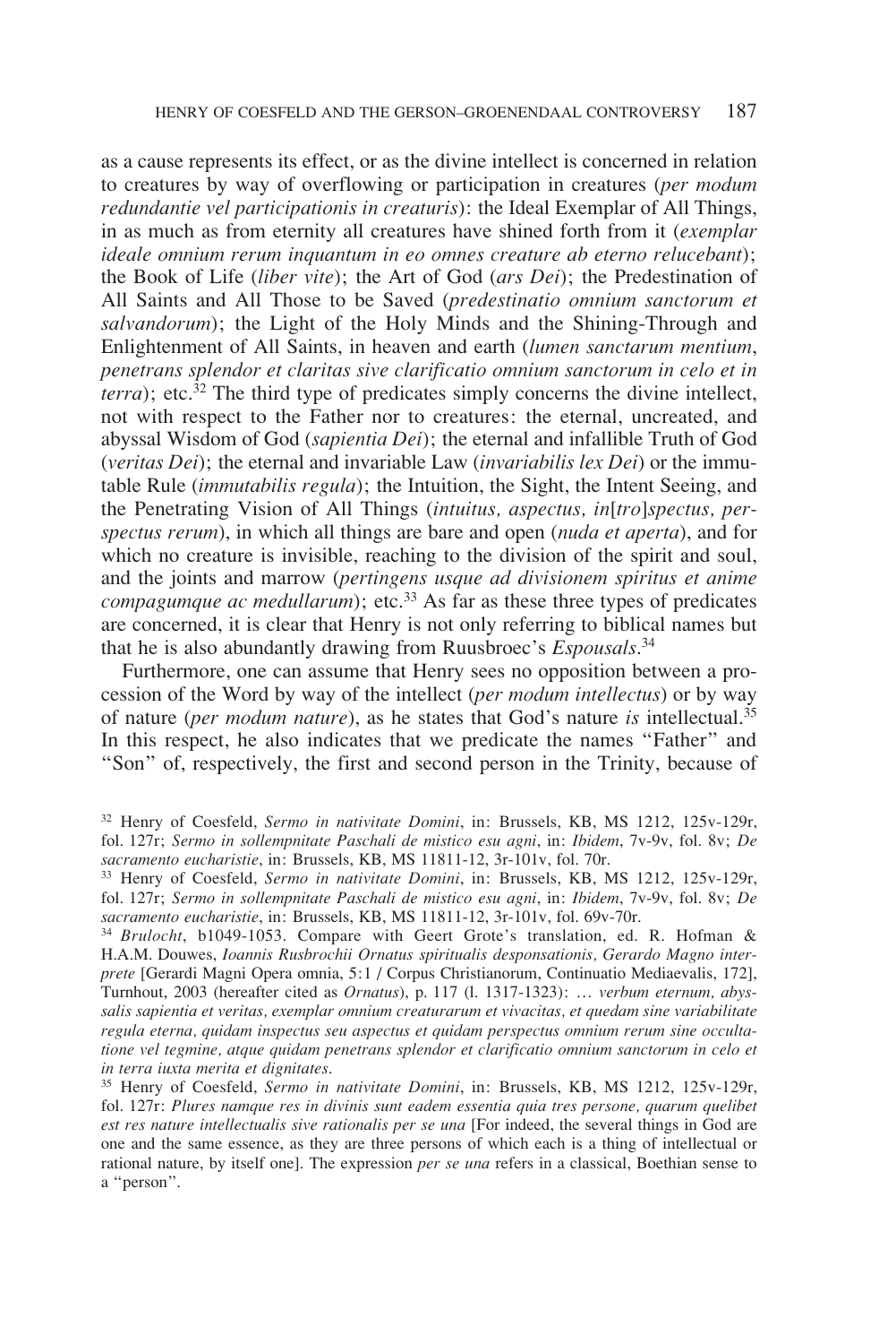as a cause represents its effect, or as the divine intellect is concerned in relation to creatures by way of overflowing or participation in creatures (*per modum redundantie vel participationis in creaturis*): the Ideal Exemplar of All Things, in as much as from eternity all creatures have shined forth from it (*exemplar ideale omnium rerum inquantum in eo omnes creature ab eterno relucebant*); the Book of Life (*liber vite*); the Art of God (*ars Dei*); the Predestination of All Saints and All Those to be Saved (*predestinatio omnium sanctorum et salvandorum*); the Light of the Holy Minds and the Shining-Through and Enlightenment of All Saints, in heaven and earth (*lumen sanctarum mentium, penetrans splendor et claritas sive clarificatio omnium sanctorum in celo et in terra*); etc.[32] The third type of predicates simply concerns the divine intellect, not with respect to the Father nor to creatures: the eternal, uncreated, and abyssal Wisdom of God (*sapientia Dei*); the eternal and infallible Truth of God (*veritas Dei*); the eternal and invariable Law (*invariabilis lex Dei*) or the immutable Rule (*immutabilis regula*); the Intuition, the Sight, the Intent Seeing, and the Penetrating Vision of All Things (*intuitus, aspectus, in*[*tro*]*spectus, perspectus rerum*), in which all things are bare and open (*nuda et aperta*), and for which no creature is invisible, reaching to the division of the spirit and soul, and the joints and marrow (*pertingens usque ad divisionem spiritus et anime compagumque ac medullarum*); etc.[33] As far as these three types of predicates are concerned, it is clear that Henry is not only referring to biblical names but that he is also abundantly drawing from Ruusbroec's *Espousals*.[34]

Furthermore, one can assume that Henry sees no opposition between a procession of the Word by way of the intellect (*per modum intellectus*) or by way of nature (*per modum nature*), as he states that God's nature *is* intellectual.[35] In this respect, he also indicates that we predicate the names "Father" and "Son" of, respectively, the first and second person in the Trinity, because of

---

[32] Henry of Coesfeld, *Sermo in nativitate Domini*, in: Brussels, KB, MS 1212, 125v-129r, fol. 127r; *Sermo in sollempnitate Paschali de mistico esu agni*, in: *Ibidem*, 7v-9v, fol. 8v; *De sacramento eucharistie*, in: Brussels, KB, MS 11811-12, 3r-101v, fol. 70r.

[33] Henry of Coesfeld, *Sermo in nativitate Domini*, in: Brussels, KB, MS 1212, 125v-129r, fol. 127r; *Sermo in sollempnitate Paschali de mistico esu agni*, in: *Ibidem*, 7v-9v, fol. 8v; *De sacramento eucharistie*, in: Brussels, KB, MS 11811-12, 3r-101v, fol. 69v-70r.

[34] *Brulocht*, b1049-1053. Compare with Geert Grote's translation, ed. R. Hofman & H.A.M. Douwes, *Ioannis Rusbrochii Ornatus spiritualis desponsationis, Gerardo Magno interprete* [Gerardi Magni Opera omnia, 5:1 / Corpus Christianorum, Continuatio Mediaevalis, 172], Turnhout, 2003 (hereafter cited as *Ornatus*), p. 117 (l. 1317-1323): *… verbum eternum, abyssalis sapientia et veritas, exemplar omnium creaturarum et vivacitas, et quedam sine variabilitate regula eterna, quidam inspectus seu aspectus et quidam perspectus omnium rerum sine occultatione vel tegmine, atque quidam penetrans splendor et clarificatio omnium sanctorum in celo et in terra iuxta merita et dignitates.*

[35] Henry of Coesfeld, *Sermo in nativitate Domini*, in: Brussels, KB, MS 1212, 125v-129r, fol. 127r: *Plures namque res in divinis sunt eadem essentia quia tres persone, quarum quelibet est res nature intellectualis sive rationalis per se una* [For indeed, the several things in God are one and the same essence, as they are three persons of which each is a thing of intellectual or rational nature, by itself one]. The expression *per se una* refers in a classical, Boethian sense to a "person".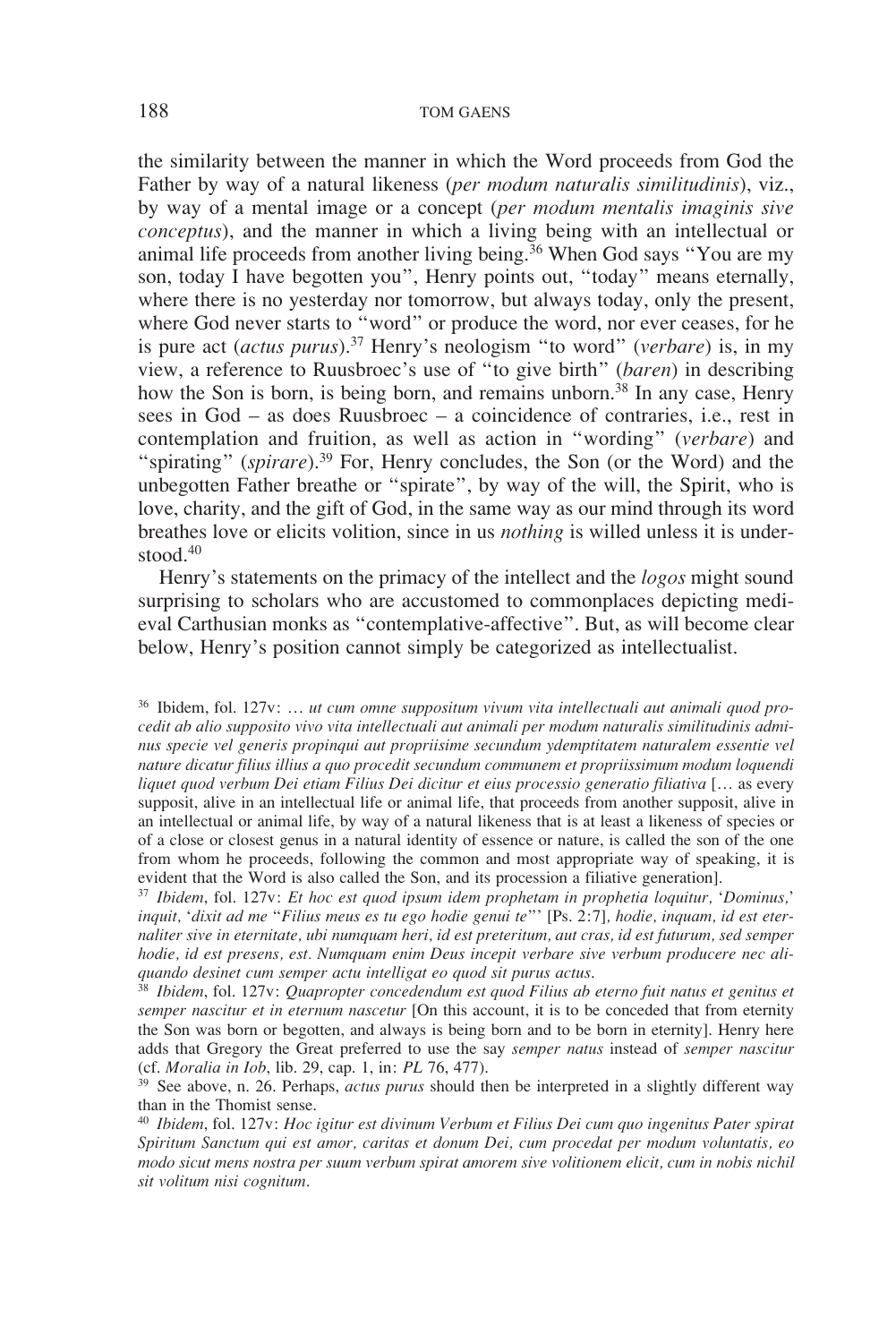the similarity between the manner in which the Word proceeds from God the Father by way of a natural likeness (*per modum naturalis similitudinis*), viz., by way of a mental image or a concept (*per modum mentalis imaginis sive conceptus*), and the manner in which a living being with an intellectual or animal life proceeds from another living being.[36] When God says "You are my son, today I have begotten you", Henry points out, "today" means eternally, where there is no yesterday nor tomorrow, but always today, only the present, where God never starts to "word" or produce the word, nor ever ceases, for he is pure act (*actus purus*).[37] Henry's neologism "to word" (*verbare*) is, in my view, a reference to Ruusbroec's use of "to give birth" (*baren*) in describing how the Son is born, is being born, and remains unborn.[38] In any case, Henry sees in God – as does Ruusbroec – a coincidence of contraries, i.e., rest in contemplation and fruition, as well as action in "wording" (*verbare*) and "spirating" (*spirare*).[39] For, Henry concludes, the Son (or the Word) and the unbegotten Father breathe or "spirate", by way of the will, the Spirit, who is love, charity, and the gift of God, in the same way as our mind through its word breathes love or elicits volition, since in us *nothing* is willed unless it is understood.[40]

Henry's statements on the primacy of the intellect and the *logos* might sound surprising to scholars who are accustomed to commonplaces depicting medieval Carthusian monks as "contemplative-affective". But, as will become clear below, Henry's position cannot simply be categorized as intellectualist.

---

[36] Ibidem, fol. 127v: … *ut cum omne suppositum vivum vita intellectuali aut animali quod procedit ab alio supposito vivo vita intellectuali aut animali per modum naturalis similitudinis adminus specie vel generis propinqui aut propriisime secundum ydemptitatem naturalem essentie vel nature dicatur filius illius a quo procedit secundum communem et propriissimum modum loquendi liquet quod verbum Dei etiam Filius Dei dicitur et eius processio generatio filiativa* [… as every supposit, alive in an intellectual life or animal life, that proceeds from another supposit, alive in an intellectual or animal life, by way of a natural likeness that is at least a likeness of species or of a close or closest genus in a natural identity of essence or nature, is called the son of the one from whom he proceeds, following the common and most appropriate way of speaking, it is evident that the Word is also called the Son, and its procession a filiative generation].

[37] *Ibidem*, fol. 127v: *Et hoc est quod ipsum idem prophetam in prophetia loquitur, 'Dominus,' inquit, 'dixit ad me "Filius meus es tu ego hodie genui te"'* [Ps. 2:7]*, hodie, inquam, id est eternaliter sive in eternitate, ubi numquam heri, id est preteritum, aut cras, id est futurum, sed semper hodie, id est presens, est. Numquam enim Deus incepit verbare sive verbum producere nec aliquando desinet cum semper actu intelligat eo quod sit purus actus.*

[38] *Ibidem*, fol. 127v: *Quapropter concedendum est quod Filius ab eterno fuit natus et genitus et semper nascitur et in eternum nascetur* [On this account, it is to be conceded that from eternity the Son was born or begotten, and always is being born and to be born in eternity]. Henry here adds that Gregory the Great preferred to use the say *semper natus* instead of *semper nascitur* (cf. *Moralia in Iob*, lib. 29, cap. 1, in: *PL* 76, 477).

[39] See above, n. 26. Perhaps, *actus purus* should then be interpreted in a slightly different way than in the Thomist sense.

[40] *Ibidem*, fol. 127v: *Hoc igitur est divinum Verbum et Filius Dei cum quo ingenitus Pater spirat Spiritum Sanctum qui est amor, caritas et donum Dei, cum procedat per modum voluntatis, eo modo sicut mens nostra per suum verbum spirat amorem sive volitionem elicit, cum in nobis nichil sit volitum nisi cognitum.*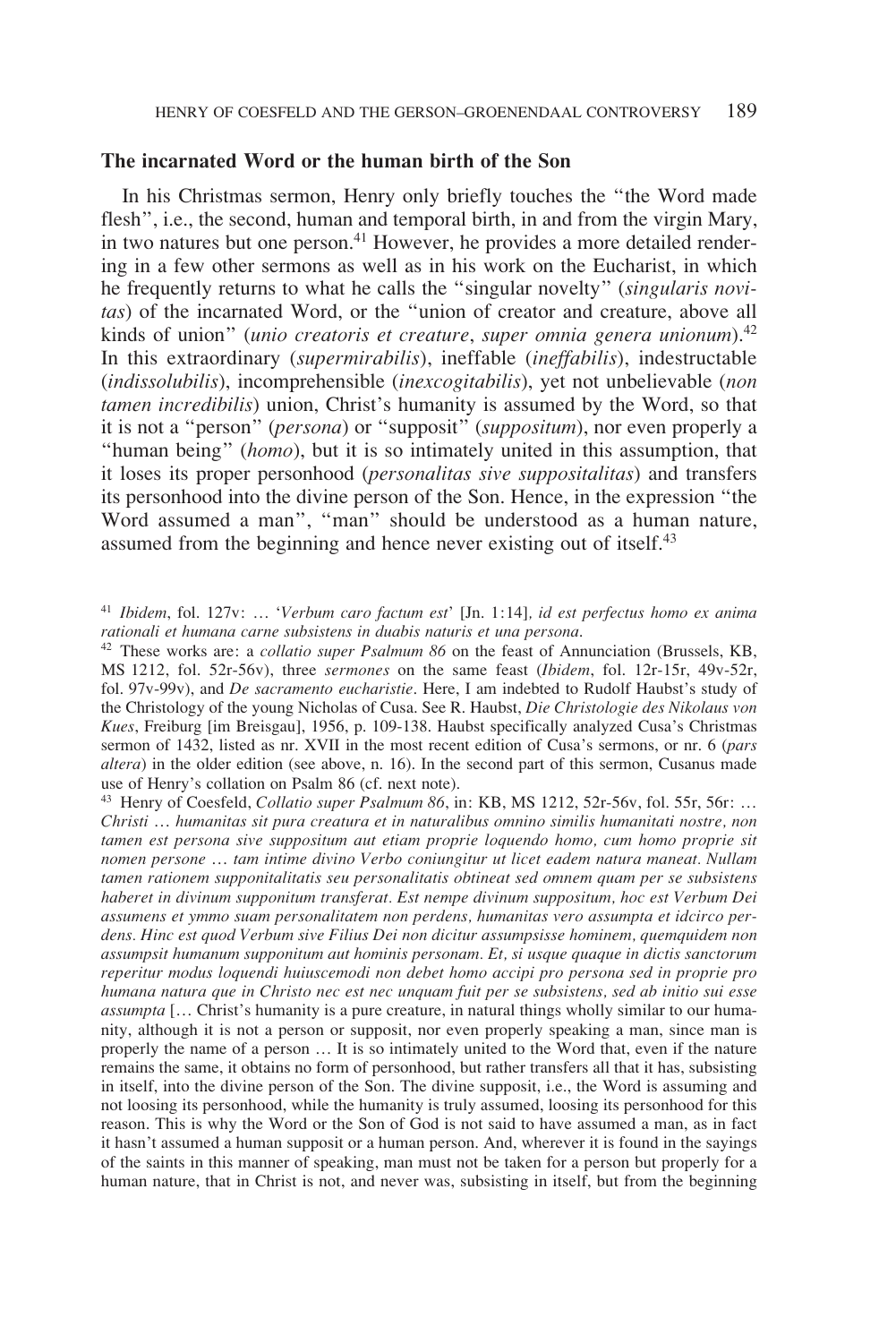### The incarnated Word or the human birth of the Son

In his Christmas sermon, Henry only briefly touches the "the Word made flesh", i.e., the second, human and temporal birth, in and from the virgin Mary, in two natures but one person.[41] However, he provides a more detailed rendering in a few other sermons as well as in his work on the Eucharist, in which he frequently returns to what he calls the "singular novelty" (*singularis novitas*) of the incarnated Word, or the "union of creator and creature, above all kinds of union" (*unio creatoris et creature*, *super omnia genera unionum*).[42] In this extraordinary (*supermirabilis*), ineffable (*ineffabilis*), indestructable (*indissolubilis*), incomprehensible (*inexcogitabilis*), yet not unbelievable (*non tamen incredibilis*) union, Christ's humanity is assumed by the Word, so that it is not a "person" (*persona*) or "suppposit" (*suppositum*), nor even properly a "human being" (*homo*), but it is so intimately united in this assumption, that it loses its proper personhood (*personalitas sive suppositalitas*) and transfers its personhood into the divine person of the Son. Hence, in the expression "the Word assumed a man", "man" should be understood as a human nature, assumed from the beginning and hence never existing out of itself.[43]

---

[41] *Ibidem*, fol. 127v: … '*Verbum caro factum est*' [Jn. 1:14], *id est perfectus homo ex anima rationali et humana carne subsistens in duabis naturis et una persona*.

[42] These works are: a *collatio super Psalmum 86* on the feast of Annunciation (Brussels, KB, MS 1212, fol. 52r-56v), three *sermones* on the same feast (*Ibidem*, fol. 12r-15r, 49v-52r, fol. 97v-99v), and *De sacramento eucharistie*. Here, I am indebted to Rudolf Haubst's study of the Christology of the young Nicholas of Cusa. See R. Haubst, *Die Christologie des Nikolaus von Kues*, Freiburg [im Breisgau], 1956, p. 109-138. Haubst specifically analyzed Cusa's Christmas sermon of 1432, listed as nr. XVII in the most recent edition of Cusa's sermons, or nr. 6 (*pars altera*) in the older edition (see above, n. 16). In the second part of this sermon, Cusanus made use of Henry's collation on Psalm 86 (cf. next note).

[43] Henry of Coesfeld, *Collatio super Psalmum 86*, in: KB, MS 1212, 52r-56v, fol. 55r, 56r: … *Christi … humanitas sit pura creatura et in naturalibus omnino similis humanitati nostre, non tamen est persona sive suppositum aut etiam proprie loquendo homo, cum homo proprie sit nomen persone … tam intime divino Verbo coniungitur ut licet eadem natura maneat. Nullam tamen rationem supponitalitatis seu personalitatis obtineat sed omnem quam per se subsistens haberet in divinum supponitum transferat. Est nempe divinum suppositum, hoc est Verbum Dei assumens et ymmo suam personalitatem non perdens, humanitas vero assumpta et idcirco perdens. Hinc est quod Verbum sive Filius Dei non dicitur assumpsisse hominem, quemquidem non assumpsit humanum supponitum aut hominis personam. Et, si usque quaque in dictis sanctorum reperitur modus loquendi huiuscemodi non debet homo accipi pro persona sed in proprie pro humana natura que in Christo nec est nec unquam fuit per se subsistens, sed ab initio sui esse assumpta* [… Christ's humanity is a pure creature, in natural things wholly similar to our humanity, although it is not a person or supposit, nor even properly speaking a man, since man is properly the name of a person … It is so intimately united to the Word that, even if the nature remains the same, it obtains no form of personhood, but rather transfers all that it has, subsisting in itself, into the divine person of the Son. The divine supposit, i.e., the Word is assuming and not loosing its personhood, while the humanity is truly assumed, loosing its personhood for this reason. This is why the Word or the Son of God is not said to have assumed a man, as in fact it hasn't assumed a human supposit or a human person. And, wherever it is found in the sayings of the saints in this manner of speaking, man must not be taken for a person but properly for a human nature, that in Christ is not, and never was, subsisting in itself, but from the beginning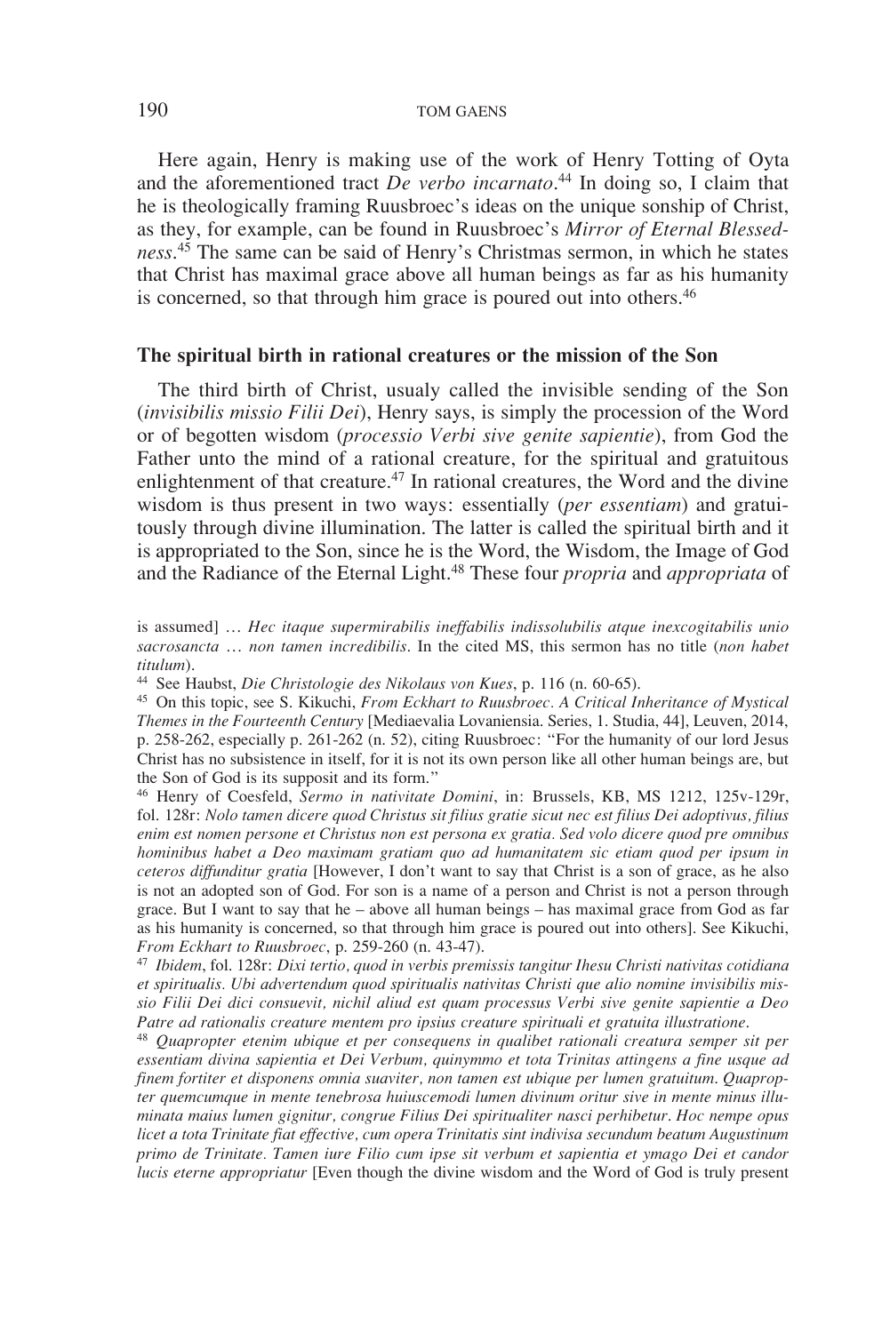Here again, Henry is making use of the work of Henry Totting of Oyta and the aforementioned tract *De verbo incarnato*.[44] In doing so, I claim that he is theologically framing Ruusbroec's ideas on the unique sonship of Christ, as they, for example, can be found in Ruusbroec's *Mirror of Eternal Blessedness*.[45] The same can be said of Henry's Christmas sermon, in which he states that Christ has maximal grace above all human beings as far as his humanity is concerned, so that through him grace is poured out into others.[46]

### The spiritual birth in rational creatures or the mission of the Son

The third birth of Christ, usualy called the invisible sending of the Son (*invisibilis missio Filii Dei*), Henry says, is simply the procession of the Word or of begotten wisdom (*processio Verbi sive genite sapientie*), from God the Father unto the mind of a rational creature, for the spiritual and gratuitous enlightenment of that creature.[47] In rational creatures, the Word and the divine wisdom is thus present in two ways: essentially (*per essentiam*) and gratuitously through divine illumination. The latter is called the spiritual birth and it is appropriated to the Son, since he is the Word, the Wisdom, the Image of God and the Radiance of the Eternal Light.[48] These four *propria* and *appropriata* of

---

is assumed] … *Hec itaque supermirabilis ineffabilis indissolubilis atque inexcogitabilis unio sacrosancta … non tamen incredibilis*. In the cited MS, this sermon has no title (*non habet titulum*).

[44] See Haubst, *Die Christologie des Nikolaus von Kues*, p. 116 (n. 60-65).

[45] On this topic, see S. Kikuchi, *From Eckhart to Ruusbroec. A Critical Inheritance of Mystical Themes in the Fourteenth Century* [Mediaevalia Lovaniensia. Series, 1. Studia, 44], Leuven, 2014, p. 258-262, especially p. 261-262 (n. 52), citing Ruusbroec: "For the humanity of our lord Jesus Christ has no subsistence in itself, for it is not its own person like all other human beings are, but the Son of God is its supposit and its form."

[46] Henry of Coesfeld, *Sermo in nativitate Domini*, in: Brussels, KB, MS 1212, 125v-129r, fol. 128r: *Nolo tamen dicere quod Christus sit filius gratie sicut nec est filius Dei adoptivus, filius enim est nomen persone et Christus non est persona ex gratia. Sed volo dicere quod pre omnibus hominibus habet a Deo maximam gratiam quo ad humanitatem sic etiam quod per ipsum in ceteros diffunditur gratia* [However, I don't want to say that Christ is a son of grace, as he also is not an adopted son of God. For son is a name of a person and Christ is not a person through grace. But I want to say that he – above all human beings – has maximal grace from God as far as his humanity is concerned, so that through him grace is poured out into others]. See Kikuchi, *From Eckhart to Ruusbroec*, p. 259-260 (n. 43-47).

[47] *Ibidem*, fol. 128r: *Dixi tertio, quod in verbis premissis tangitur Ihesu Christi nativitas cotidiana et spiritualis. Ubi advertendum quod spiritualis nativitas Christi que alio nomine invisibilis missio Filii Dei dici consuevit, nichil aliud est quam processus Verbi sive genite sapientie a Deo Patre ad rationalis creature mentem pro ipsius creature spirituali et gratuita illustratione*.

[48] *Quapropter etenim ubique et per consequens in qualibet rationali creatura semper sit per essentiam divina sapientia et Dei Verbum, quinymmo et tota Trinitas attingens a fine usque ad finem fortiter et disponens omnia suaviter, non tamen est ubique per lumen gratuitum. Quapropter quemcumque in mente tenebrosa huiuscemodi lumen divinum oritur sive in mente minus illuminata maius lumen gignitur, congrue Filius Dei spiritualiter nasci perhibetur. Hoc nempe opus licet a tota Trinitate fiat effective, cum opera Trinitatis sint indivisa secundum beatum Augustinum primo de Trinitate. Tamen iure Filio cum ipse sit verbum et sapientia et ymago Dei et candor lucis eterne appropriatur* [Even though the divine wisdom and the Word of God is truly present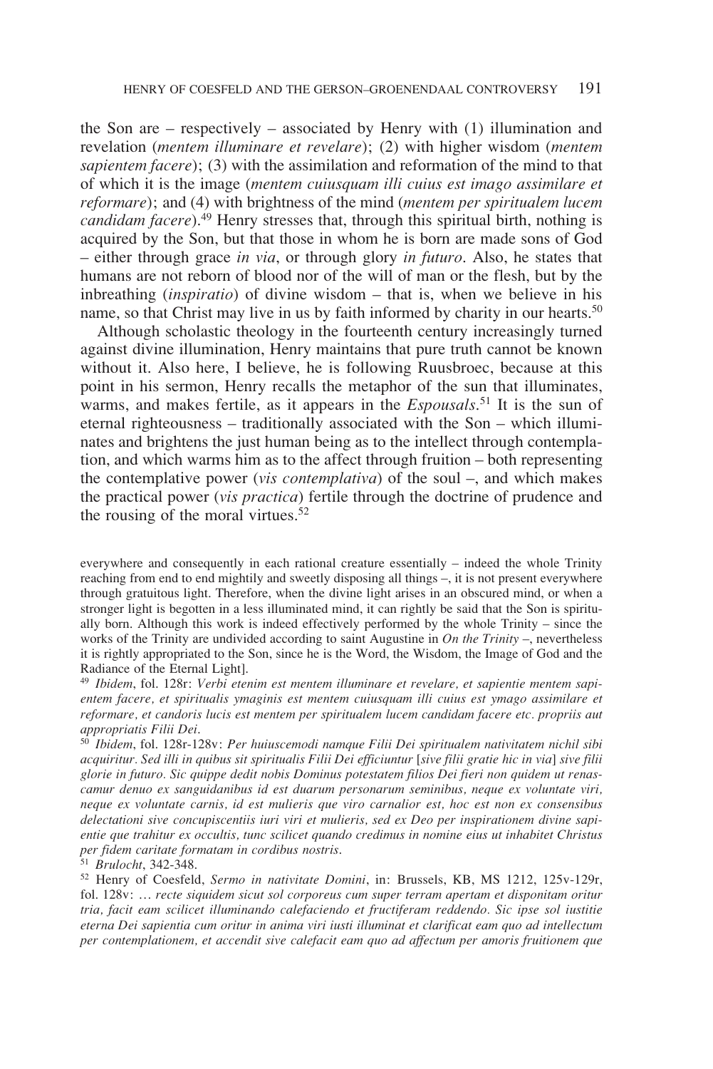the Son are – respectively – associated by Henry with (1) illumination and revelation (*mentem illuminare et revelare*); (2) with higher wisdom (*mentem sapientem facere*); (3) with the assimilation and reformation of the mind to that of which it is the image (*mentem cuiusquam illi cuius est imago assimilare et reformare*); and (4) with brightness of the mind (*mentem per spiritualem lucem candidam facere*).[49] Henry stresses that, through this spiritual birth, nothing is acquired by the Son, but that those in whom he is born are made sons of God – either through grace *in via*, or through glory *in futuro*. Also, he states that humans are not reborn of blood nor of the will of man or the flesh, but by the inbreathing (*inspiratio*) of divine wisdom – that is, when we believe in his name, so that Christ may live in us by faith informed by charity in our hearts.[50]

Although scholastic theology in the fourteenth century increasingly turned against divine illumination, Henry maintains that pure truth cannot be known without it. Also here, I believe, he is following Ruusbroec, because at this point in his sermon, Henry recalls the metaphor of the sun that illuminates, warms, and makes fertile, as it appears in the *Espousals*.[51] It is the sun of eternal righteousness – traditionally associated with the Son – which illuminates and brightens the just human being as to the intellect through contemplation, and which warms him as to the affect through fruition – both representing the contemplative power (*vis contemplativa*) of the soul –, and which makes the practical power (*vis practica*) fertile through the doctrine of prudence and the rousing of the moral virtues.[52]

everywhere and consequently in each rational creature essentially – indeed the whole Trinity reaching from end to end mightily and sweetly disposing all things –, it is not present everywhere through gratuitous light. Therefore, when the divine light arises in an obscured mind, or when a stronger light is begotten in a less illuminated mind, it can rightly be said that the Son is spiritually born. Although this work is indeed effectively performed by the whole Trinity – since the works of the Trinity are undivided according to saint Augustine in *On the Trinity* –, nevertheless it is rightly appropriated to the Son, since he is the Word, the Wisdom, the Image of God and the Radiance of the Eternal Light].

[49] *Ibidem*, fol. 128r: *Verbi etenim est mentem illuminare et revelare, et sapientie mentem sapientem facere, et spiritualis ymaginis est mentem cuiusquam illi cuius est ymago assimilare et reformare, et candoris lucis est mentem per spiritualem lucem candidam facere etc. propriis aut appropriatis Filii Dei.*

[50] *Ibidem*, fol. 128r-128v: *Per huiuscemodi namque Filii Dei spiritualem nativitatem nichil sibi acquiritur. Sed illi in quibus sit spiritualis Filii Dei efficiuntur* [*sive filii gratie hic in via*] *sive filii glorie in futuro. Sic quippe dedit nobis Dominus potestatem filios Dei fieri non quidem ut renascamur denuo ex sanguidanibus id est duarum personarum seminibus, neque ex voluntate viri, neque ex voluntate carnis, id est mulieris que viro carnalior est, hoc est non ex consensibus delectationi sive concupiscentiis iuri viri et mulieris, sed ex Deo per inspirationem divine sapientie que trahitur ex occultis, tunc scilicet quando credimus in nomine eius ut inhabitet Christus per fidem caritate formatam in cordibus nostris.*

[51] *Brulocht*, 342-348.

[52] Henry of Coesfeld, *Sermo in nativitate Domini*, in: Brussels, KB, MS 1212, 125v-129r, fol. 128v: … *recte siquidem sicut sol corporeus cum super terram apertam et disponitam oritur tria, facit eam scilicet illuminando calefaciendo et fructiferam reddendo. Sic ipse sol iustitie eterna Dei sapientia cum oritur in anima viri iusti illuminat et clarificat eam quo ad intellectum per contemplationem, et accendit sive calefacit eam quo ad affectum per amoris fruitionem que*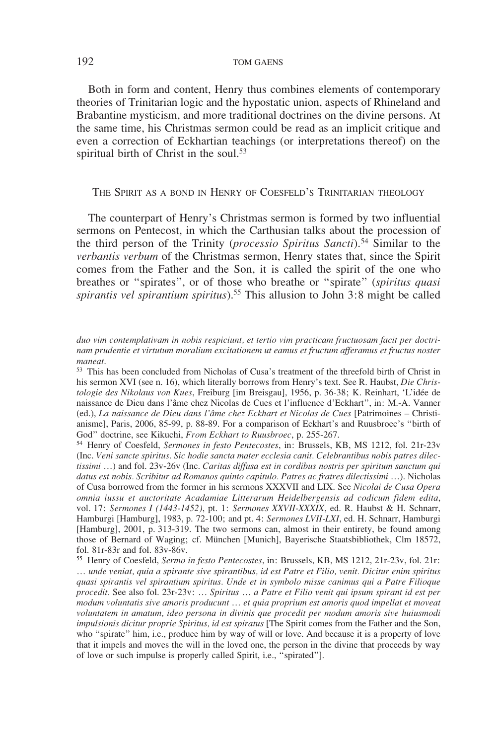Both in form and content, Henry thus combines elements of contemporary theories of Trinitarian logic and the hypostatic union, aspects of Rhineland and Brabantine mysticism, and more traditional doctrines on the divine persons. At the same time, his Christmas sermon could be read as an implicit critique and even a correction of Eckhartian teachings (or interpretations thereof) on the spiritual birth of Christ in the soul.[53]

## The Spirit as a bond in Henry of Coesfeld's Trinitarian theology

The counterpart of Henry's Christmas sermon is formed by two influential sermons on Pentecost, in which the Carthusian talks about the procession of the third person of the Trinity (*processio Spiritus Sancti*).[54] Similar to the *verbantis verbum* of the Christmas sermon, Henry states that, since the Spirit comes from the Father and the Son, it is called the spirit of the one who breathes or "spirates", or of those who breathe or "spirate" (*spiritus quasi spirantis vel spirantium spiritus*).[55] This allusion to John 3:8 might be called

---

*duo vim contemplativam in nobis respiciunt, et tertio vim practicam fructuosam facit per doctrinam prudentie et virtutum moralium excitationem ut eamus et fructum afferamus et fructus noster maneat.*

[53] This has been concluded from Nicholas of Cusa's treatment of the threefold birth of Christ in his sermon XVI (see n. 16), which literally borrows from Henry's text. See R. Haubst, *Die Christologie des Nikolaus von Kues*, Freiburg [im Breisgau], 1956, p. 36-38; K. Reinhart, 'L'idée de naissance de Dieu dans l'âme chez Nicolas de Cues et l'influence d'Eckhart", in: M.-A. Vanner (ed.), *La naissance de Dieu dans l'âme chez Eckhart et Nicolas de Cues* [Patrimoines – Christianisme], Paris, 2006, 85-99, p. 88-89. For a comparison of Eckhart's and Ruusbroec's "birth of God" doctrine, see Kikuchi, *From Eckhart to Ruusbroec*, p. 255-267.

[54] Henry of Coesfeld, *Sermones in festo Pentecostes*, in: Brussels, KB, MS 1212, fol. 21r-23v (Inc. *Veni sancte spiritus. Sic hodie sancta mater ecclesia canit. Celebrantibus nobis patres dilectissimi* …) and fol. 23v-26v (Inc. *Caritas diffusa est in cordibus nostris per spiritum sanctum qui datus est nobis. Scribitur ad Romanos quinto capitulo. Patres ac fratres dilectissimi* …). Nicholas of Cusa borrowed from the former in his sermons XXXVII and LIX. See *Nicolai de Cusa Opera omnia iussu et auctoritate Acadamiae Litterarum Heidelbergensis ad codicum fidem edita*, vol. 17: *Sermones I (1443-1452)*, pt. 1: *Sermones XXVII-XXXIX*, ed. R. Haubst & H. Schnarr, Hamburgi [Hamburg], 1983, p. 72-100; and pt. 4: *Sermones LVII-LXI*, ed. H. Schnarr, Hamburgi [Hamburg], 2001, p. 313-319. The two sermons can, almost in their entirety, be found among those of Bernard of Waging; cf. München [Munich], Bayerische Staatsbibliothek, Clm 18572, fol. 81r-83r and fol. 83v-86v.

[55] Henry of Coesfeld, *Sermo in festo Pentecostes*, in: Brussels, KB, MS 1212, 21r-23v, fol. 21r: … *unde veniat, quia a spirante sive spirantibus, id est Patre et Filio, venit. Dicitur enim spiritus quasi spirantis vel spirantium spiritus. Unde et in symbolo misse canimus qui a Patre Filioque procedit.* See also fol. 23r-23v: … *Spiritus … a Patre et Filio venit qui ipsum spirant id est per modum voluntatis sive amoris producunt … et quia proprium est amoris quod impellat et moveat voluntatem in amatum, ideo persona in divinis que procedit per modum amoris sive huiusmodi impulsionis dicitur proprie Spiritus, id est spiratus* [The Spirit comes from the Father and the Son, who "spirate" him, i.e., produce him by way of will or love. And because it is a property of love that it impels and moves the will in the loved one, the person in the divine that proceeds by way of love or such impulse is properly called Spirit, i.e., "spirated"].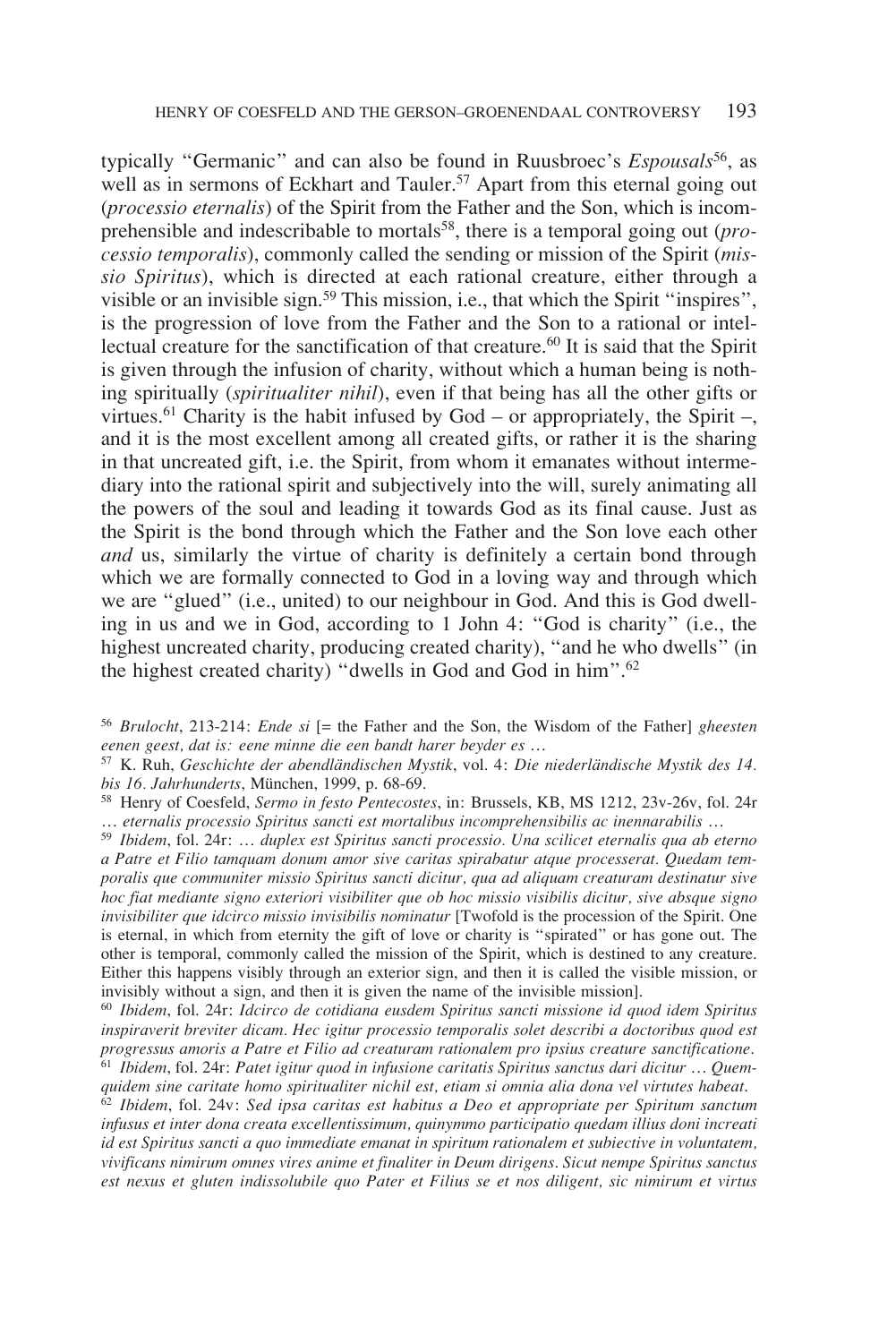typically "Germanic" and can also be found in Ruusbroec's *Espousals*[56], as well as in sermons of Eckhart and Tauler.[57] Apart from this eternal going out (*processio eternalis*) of the Spirit from the Father and the Son, which is incomprehensible and indescribable to mortals[58], there is a temporal going out (*processio temporalis*), commonly called the sending or mission of the Spirit (*missio Spiritus*), which is directed at each rational creature, either through a visible or an invisible sign.[59] This mission, i.e., that which the Spirit "inspires", is the progression of love from the Father and the Son to a rational or intellectual creature for the sanctification of that creature.[60] It is said that the Spirit is given through the infusion of charity, without which a human being is nothing spiritually (*spiritualiter nihil*), even if that being has all the other gifts or virtues.[61] Charity is the habit infused by God – or appropriately, the Spirit –, and it is the most excellent among all created gifts, or rather it is the sharing in that uncreated gift, i.e. the Spirit, from whom it emanates without intermediary into the rational spirit and subjectively into the will, surely animating all the powers of the soul and leading it towards God as its final cause. Just as the Spirit is the bond through which the Father and the Son love each other *and* us, similarly the virtue of charity is definitely a certain bond through which we are formally connected to God in a loving way and through which we are "glued" (i.e., united) to our neighbour in God. And this is God dwelling in us and we in God, according to 1 John 4: "God is charity" (i.e., the highest uncreated charity, producing created charity), "and he who dwells" (in the highest created charity) "dwells in God and God in him".[62]

[56] *Brulocht*, 213-214: *Ende si* [= the Father and the Son, the Wisdom of the Father] *gheesten eenen geest, dat is: eene minne die een bandt harer beyder es …*

[57] K. Ruh, *Geschichte der abendländischen Mystik*, vol. 4: *Die niederländische Mystik des 14. bis 16. Jahrhunderts*, München, 1999, p. 68-69.

[58] Henry of Coesfeld, *Sermo in festo Pentecostes*, in: Brussels, KB, MS 1212, 23v-26v, fol. 24r … *eternalis processio Spiritus sancti est mortalibus incomprehensibilis ac inennarabilis …*

[59] *Ibidem*, fol. 24r: … *duplex est Spiritus sancti processio. Una scilicet eternalis qua ab eterno a Patre et Filio tamquam donum amor sive caritas spirabatur atque processerat. Quedam temporalis que communiter missio Spiritus sancti dicitur, qua ad aliquam creaturam destinatur sive hoc fiat mediante signo exteriori visibiliter que ob hoc missio visibilis dicitur, sive absque signo invisibiliter que idcirco missio invisibilis nominatur* [Twofold is the procession of the Spirit. One is eternal, in which from eternity the gift of love or charity is "spirated" or has gone out. The other is temporal, commonly called the mission of the Spirit, which is destined to any creature. Either this happens visibly through an exterior sign, and then it is called the visible mission, or invisibly without a sign, and then it is given the name of the invisible mission].

[60] *Ibidem*, fol. 24r: *Idcirco de cotidiana eusdem Spiritus sancti missione id quod idem Spiritus inspiraverit breviter dicam. Hec igitur processio temporalis solet describi a doctoribus quod est progressus amoris a Patre et Filio ad creaturam rationalem pro ipsius creature sanctificatione.*

[61] *Ibidem*, fol. 24r: *Patet igitur quod in infusione caritatis Spiritus sanctus dari dicitur … Quemquidem sine caritate homo spiritualiter nichil est, etiam si omnia alia dona vel virtutes habeat.*

[62] *Ibidem*, fol. 24v: *Sed ipsa caritas est habitus a Deo et appropriate per Spiritum sanctum infusus et inter dona creata excellentissimum, quinymmo participatio quedam illius doni increati id est Spiritus sancti a quo immediate emanat in spiritum rationalem et subiective in voluntatem, vivificans nimirum omnes vires anime et finaliter in Deum dirigens. Sicut nempe Spiritus sanctus est nexus et gluten indissolubile quo Pater et Filius se et nos diligent, sic nimirum et virtus*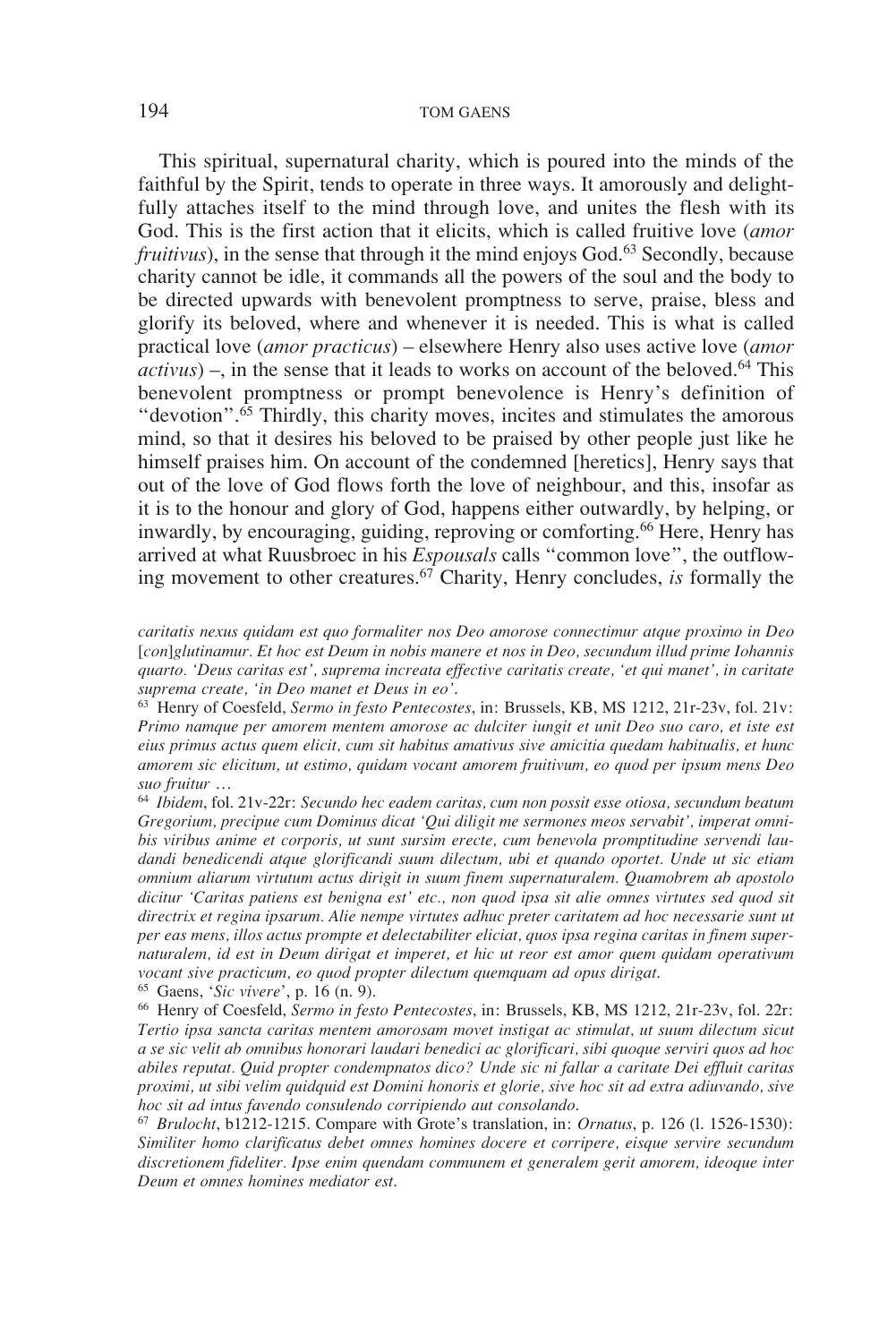This spiritual, supernatural charity, which is poured into the minds of the faithful by the Spirit, tends to operate in three ways. It amorously and delightfully attaches itself to the mind through love, and unites the flesh with its God. This is the first action that it elicits, which is called fruitive love (*amor fruitivus*), in the sense that through it the mind enjoys God.[63] Secondly, because charity cannot be idle, it commands all the powers of the soul and the body to be directed upwards with benevolent promptness to serve, praise, bless and glorify its beloved, where and whenever it is needed. This is what is called practical love (*amor practicus*) – elsewhere Henry also uses active love (*amor activus*) –, in the sense that it leads to works on account of the beloved.[64] This benevolent promptness or prompt benevolence is Henry's definition of "devotion".[65] Thirdly, this charity moves, incites and stimulates the amorous mind, so that it desires his beloved to be praised by other people just like he himself praises him. On account of the condemned [heretics], Henry says that out of the love of God flows forth the love of neighbour, and this, insofar as it is to the honour and glory of God, happens either outwardly, by helping, or inwardly, by encouraging, guiding, reproving or comforting.[66] Here, Henry has arrived at what Ruusbroec in his *Espousals* calls "common love", the outflowing movement to other creatures.[67] Charity, Henry concludes, *is* formally the

*caritatis nexus quidam est quo formaliter nos Deo amorose connectimur atque proximo in Deo* [*con*]*glutinamur. Et hoc est Deum in nobis manere et nos in Deo, secundum illud prime Iohannis quarto. 'Deus caritas est', suprema increata effective caritatis create, 'et qui manet', in caritate suprema create, 'in Deo manet et Deus in eo'.*

[63] Henry of Coesfeld, *Sermo in festo Pentecostes*, in: Brussels, KB, MS 1212, 21r-23v, fol. 21v: *Primo namque per amorem mentem amorose ac dulciter iungit et unit Deo suo caro, et iste est eius primus actus quem elicit, cum sit habitus amativus sive amicitia quedam habitualis, et hunc amorem sic elicitum, ut estimo, quidam vocant amorem fruitivum, eo quod per ipsum mens Deo suo fruitur …*

[64] *Ibidem*, fol. 21v-22r: *Secundo hec eadem caritas, cum non possit esse otiosa, secundum beatum Gregorium, precipue cum Dominus dicat 'Qui diligit me sermones meos servabit', imperat omnibus viribus anime et corporis, ut sunt sursim erecte, cum benevola promptitudine serviendi laudandi benedicendi atque glorificandi suum dilectum, ubi et quando oportet. Unde ut sic etiam omnium aliarum virtutum actus dirigit in suum finem supernaturalem. Quamobrem ab apostolo dicitur 'Caritas patiens est benigna est' etc., non quod ipsa sit alie omnes virtutes sed quod sit directrix et regina ipsarum. Alie nempe virtutes adhuc preter caritatem ad hoc necessarie sunt ut per eas mens, illos actus prompte et delectabiliter eliciat, quos ipsa regina caritas in finem supernaturalem, id est in Deum dirigat et imperet, et hic ut reor est amor quem quidam operativum vocant sive practicum, eo quod propter dilectum quemquam ad opus dirigat.*

[65] Gaens, '*Sic vivere*', p. 16 (n. 9).

[66] Henry of Coesfeld, *Sermo in festo Pentecostes*, in: Brussels, KB, MS 1212, 21r-23v, fol. 22r: *Tertio ipsa sancta caritas mentem amorosam movet instigat ac stimulat, ut suum dilectum sicut a se sic velit ab omnibus honorari laudari benedici ac glorificari, sibi quoque serviri quos ad hoc abiles reputat. Quid propter condempnatos dico? Unde sic ni fallar a caritate Dei effluit caritas proximi, ut sibi velim quidquid est Domini honoris et glorie, sive hoc sit ad extra adiuvando, sive hoc sit ad intus favendo consulendo corripiendo aut consolando.*

[67] *Brulocht*, b1212-1215. Compare with Grote's translation, in: *Ornatus*, p. 126 (l. 1526-1530): *Similiter homo clarificatus debet omnes homines docere et corripere, eisque servire secundum discretionem fideliter. Ipse enim quendam communem et generalem gerit amorem, ideoque inter Deum et omnes homines mediator est.*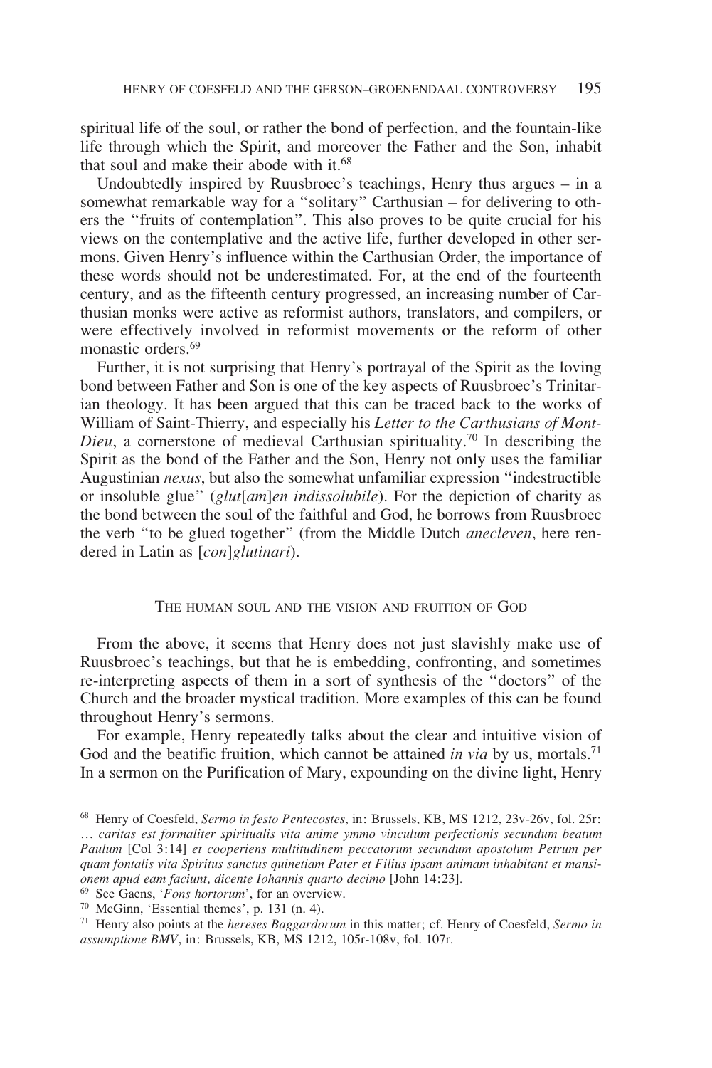spiritual life of the soul, or rather the bond of perfection, and the fountain-like life through which the Spirit, and moreover the Father and the Son, inhabit that soul and make their abode with it.[68]

Undoubtedly inspired by Ruusbroec's teachings, Henry thus argues – in a somewhat remarkable way for a "solitary" Carthusian – for delivering to others the "fruits of contemplation". This also proves to be quite crucial for his views on the contemplative and the active life, further developed in other sermons. Given Henry's influence within the Carthusian Order, the importance of these words should not be underestimated. For, at the end of the fourteenth century, and as the fifteenth century progressed, an increasing number of Carthusian monks were active as reformist authors, translators, and compilers, or were effectively involved in reformist movements or the reform of other monastic orders.[69]

Further, it is not surprising that Henry's portrayal of the Spirit as the loving bond between Father and Son is one of the key aspects of Ruusbroec's Trinitarian theology. It has been argued that this can be traced back to the works of William of Saint-Thierry, and especially his *Letter to the Carthusians of Mont-Dieu*, a cornerstone of medieval Carthusian spirituality.[70] In describing the Spirit as the bond of the Father and the Son, Henry not only uses the familiar Augustinian *nexus*, but also the somewhat unfamiliar expression "indestructible or insoluble glue" (*glut*[*am*]*en indissolubile*). For the depiction of charity as the bond between the soul of the faithful and God, he borrows from Ruusbroec the verb "to be glued together" (from the Middle Dutch *anecleven*, here rendered in Latin as [*con*]*glutinari*).

## The Human Soul and the Vision and Fruition of God

From the above, it seems that Henry does not just slavishly make use of Ruusbroec's teachings, but that he is embedding, confronting, and sometimes re-interpreting aspects of them in a sort of synthesis of the "doctors" of the Church and the broader mystical tradition. More examples of this can be found throughout Henry's sermons.

For example, Henry repeatedly talks about the clear and intuitive vision of God and the beatific fruition, which cannot be attained *in via* by us, mortals.[71] In a sermon on the Purification of Mary, expounding on the divine light, Henry

---

[68] Henry of Coesfeld, *Sermo in festo Pentecostes*, in: Brussels, KB, MS 1212, 23v-26v, fol. 25r: *… caritas est formaliter spiritualis vita anime ymmo vinculum perfectionis secundum beatum Paulum* [Col 3:14] *et cooperiens multitudinem peccatorum secundum apostolum Petrum per quam fontalis vita Spiritus sanctus quinetiam Pater et Filius ipsam animam inhabitant et mansionem apud eam faciunt, dicente Iohannis quarto decimo* [John 14:23].

[69] See Gaens, '*Fons hortorum*', for an overview.

[70] McGinn, 'Essential themes', p. 131 (n. 4).

[71] Henry also points at the *hereses Baggardorum* in this matter; cf. Henry of Coesfeld, *Sermo in assumptione BMV*, in: Brussels, KB, MS 1212, 105r-108v, fol. 107r.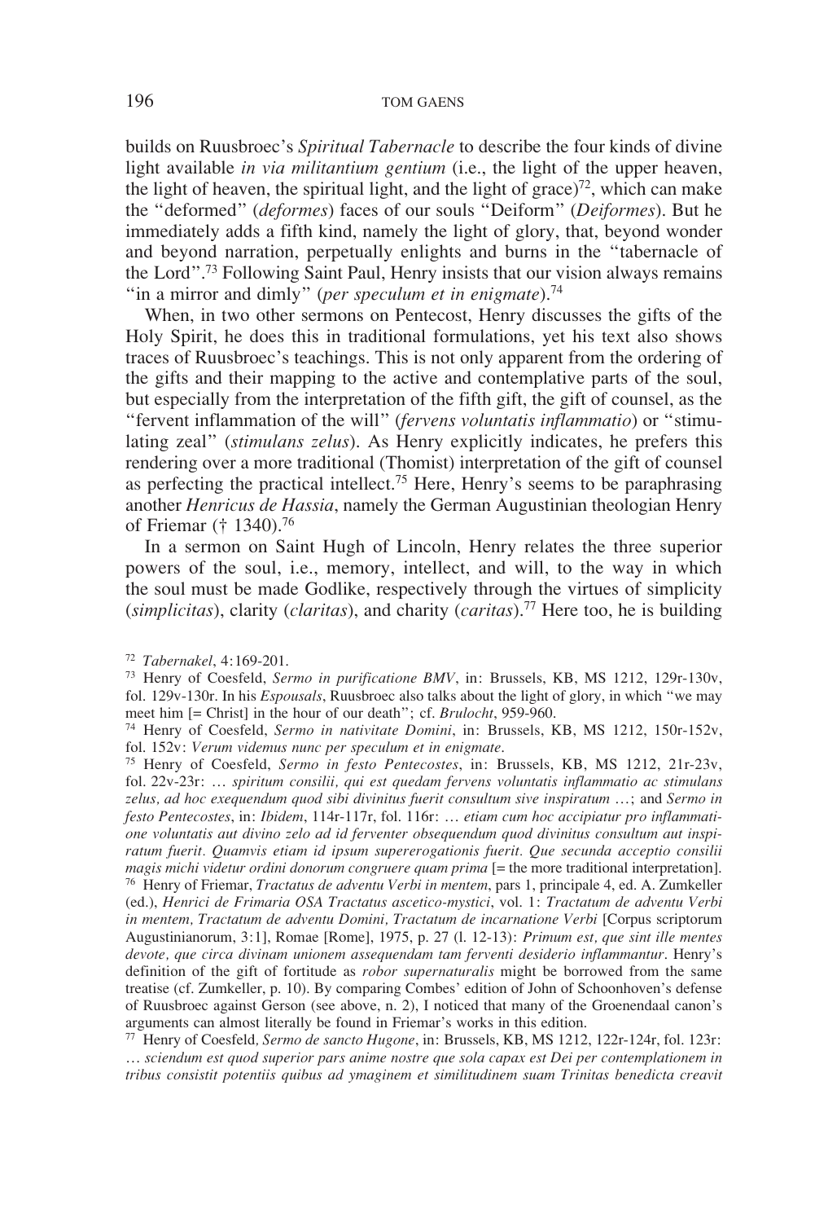builds on Ruusbroec's *Spiritual Tabernacle* to describe the four kinds of divine light available *in via militantium gentium* (i.e., the light of the upper heaven, the light of heaven, the spiritual light, and the light of grace)[72], which can make the "deformed" (*deformes*) faces of our souls "Deiform" (*Deiformes*). But he immediately adds a fifth kind, namely the light of glory, that, beyond wonder and beyond narration, perpetually enlights and burns in the "tabernacle of the Lord".[73] Following Saint Paul, Henry insists that our vision always remains "in a mirror and dimly" (*per speculum et in enigmate*).[74]

When, in two other sermons on Pentecost, Henry discusses the gifts of the Holy Spirit, he does this in traditional formulations, yet his text also shows traces of Ruusbroec's teachings. This is not only apparent from the ordering of the gifts and their mapping to the active and contemplative parts of the soul, but especially from the interpretation of the fifth gift, the gift of counsel, as the "fervent inflammation of the will" (*fervens voluntatis inflammatio*) or "stimulating zeal" (*stimulans zelus*). As Henry explicitly indicates, he prefers this rendering over a more traditional (Thomist) interpretation of the gift of counsel as perfecting the practical intellect.[75] Here, Henry's seems to be paraphrasing another *Henricus de Hassia*, namely the German Augustinian theologian Henry of Friemar († 1340).[76]

In a sermon on Saint Hugh of Lincoln, Henry relates the three superior powers of the soul, i.e., memory, intellect, and will, to the way in which the soul must be made Godlike, respectively through the virtues of simplicity (*simplicitas*), clarity (*claritas*), and charity (*caritas*).[77] Here too, he is building

---

[72] *Tabernakel*, 4:169-201.

[73] Henry of Coesfeld, *Sermo in purificatione BMV*, in: Brussels, KB, MS 1212, 129r-130v, fol. 129v-130r. In his *Espousals*, Ruusbroec also talks about the light of glory, in which "we may meet him [= Christ] in the hour of our death"; cf. *Brulocht*, 959-960.

[74] Henry of Coesfeld, *Sermo in nativitate Domini*, in: Brussels, KB, MS 1212, 150r-152v, fol. 152v: *Verum videmus nunc per speculum et in enigmate*.

[75] Henry of Coesfeld, *Sermo in festo Pentecostes*, in: Brussels, KB, MS 1212, 21r-23v, fol. 22v-23r: … *spiritum consilii, qui est quedam fervens voluntatis inflammatio ac stimulans zelus, ad hoc exequendum quod sibi divinitus fuerit consultum sive inspiratum* …; and *Sermo in festo Pentecostes*, in: *Ibidem*, 114r-117r, fol. 116r: … *etiam cum hoc accipiatur pro inflammatione voluntatis aut divino zelo ad id ferventer obsequendum quod divinitus consultum aut inspiratum fuerit. Quamvis etiam id ipsum supererogationis fuerit. Que secunda acceptio consilii magis michi videtur ordini donorum congruere quam prima* [= the more traditional interpretation].

[76] Henry of Friemar, *Tractatus de adventu Verbi in mentem*, pars 1, principale 4, ed. A. Zumkeller (ed.), *Henrici de Frimaria OSA Tractatus ascetico-mystici*, vol. 1: *Tractatum de adventu Verbi in mentem, Tractatum de adventu Domini, Tractatum de incarnatione Verbi* [Corpus scriptorum Augustinianorum, 3:1], Romae [Rome], 1975, p. 27 (l. 12-13): *Primum est, que sint ille mentes devote, que circa divinam unionem assequendam tam ferventi desiderio inflammantur*. Henry's definition of the gift of fortitude as *robor supernaturalis* might be borrowed from the same treatise (cf. Zumkeller, p. 10). By comparing Combes' edition of John of Schoonhoven's defense of Ruusbroec against Gerson (see above, n. 2), I noticed that many of the Groenendaal canon's arguments can almost literally be found in Friemar's works in this edition.

[77] Henry of Coesfeld, *Sermo de sancto Hugone*, in: Brussels, KB, MS 1212, 122r-124r, fol. 123r: … *sciendum est quod superior pars anime nostre que sola capax est Dei per contemplationem in tribus consistit potentiis quibus ad ymaginem et similitudinem suam Trinitas benedicta creavit*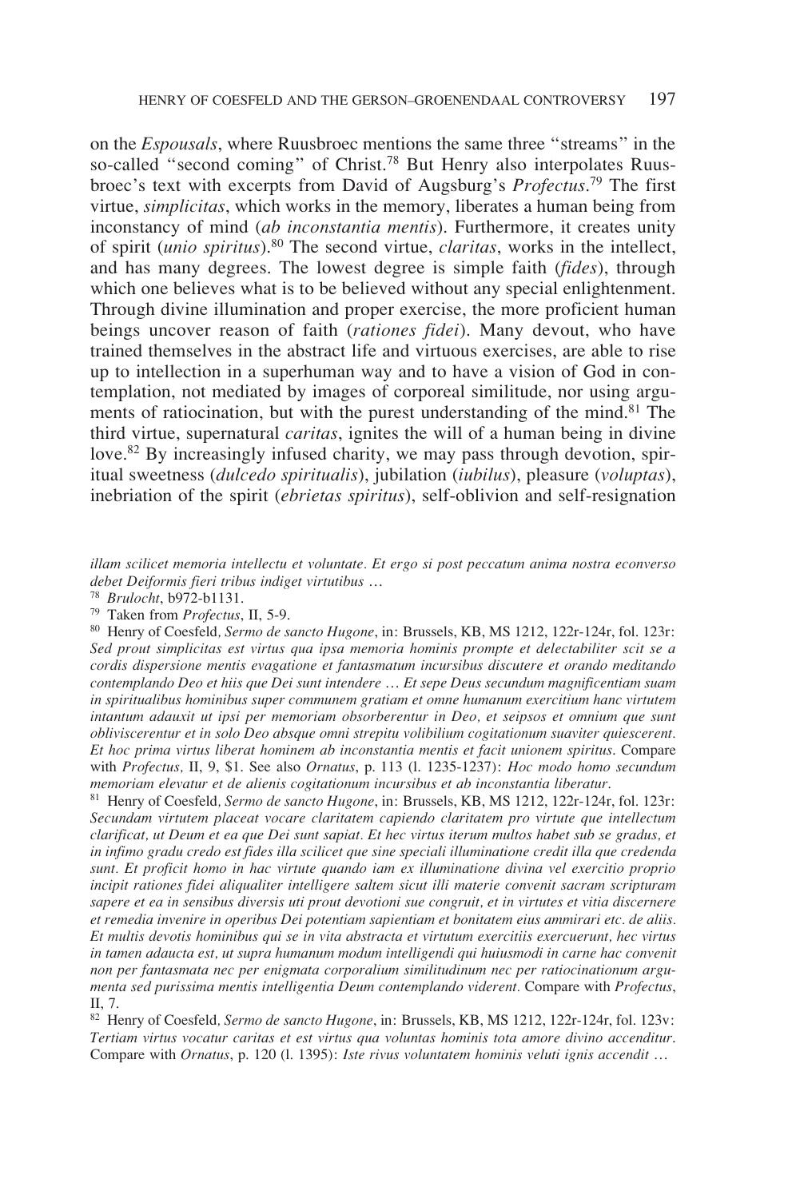on the *Espousals*, where Ruusbroec mentions the same three "streams" in the so-called "second coming" of Christ.[78] But Henry also interpolates Ruusbroec's text with excerpts from David of Augsburg's *Profectus*.[79] The first virtue, *simplicitas*, which works in the memory, liberates a human being from inconstancy of mind (*ab inconstantia mentis*). Furthermore, it creates unity of spirit (*unio spiritus*).[80] The second virtue, *claritas*, works in the intellect, and has many degrees. The lowest degree is simple faith (*fides*), through which one believes what is to be believed without any special enlightenment. Through divine illumination and proper exercise, the more proficient human beings uncover reason of faith (*rationes fidei*). Many devout, who have trained themselves in the abstract life and virtuous exercises, are able to rise up to intellection in a superhuman way and to have a vision of God in contemplation, not mediated by images of corporeal similitude, nor using arguments of ratiocination, but with the purest understanding of the mind.[81] The third virtue, supernatural *caritas*, ignites the will of a human being in divine love.[82] By increasingly infused charity, we may pass through devotion, spiritual sweetness (*dulcedo spiritualis*), jubilation (*iubilus*), pleasure (*voluptas*), inebriation of the spirit (*ebrietas spiritus*), self-oblivion and self-resignation

---

*illam scilicet memoria intellectu et voluntate. Et ergo si post peccatum anima nostra econverso debet Deiformis fieri tribus indiget virtutibus …*

[78] *Brulocht*, b972-b1131.

[79] Taken from *Profectus*, II, 5-9.

[80] Henry of Coesfeld, *Sermo de sancto Hugone*, in: Brussels, KB, MS 1212, 122r-124r, fol. 123r: *Sed prout simplicitas est virtus qua ipsa memoria hominis prompte et delectabiliter scit se a cordis dispersione mentis evagatione et fantasmatum incursibus discutere et orando meditando contemplando Deo et hiis que Dei sunt intendere … Et sepe Deus secundum magnificentiam suam in spiritualibus hominibus super communem gratiam et omne humanum exercitium hanc virtutem intantum adauxit ut ipsi per memoriam obsorberentur in Deo, et seipsos et omnium que sunt obliviscerentur et in solo Deo absque omni strepitu volibilium cogitationum suaviter quiescerent. Et hoc prima virtus liberat hominem ab inconstantia mentis et facit unionem spiritus.* Compare with *Profectus*, II, 9, $1. See also *Ornatus*, p. 113 (l. 1235-1237): *Hoc modo homo secundum memoriam elevatur et de alienis cogitationum incursibus et ab inconstantia liberatur.*

[81] Henry of Coesfeld, *Sermo de sancto Hugone*, in: Brussels, KB, MS 1212, 122r-124r, fol. 123r: *Secundam virtutem placeat vocare claritatem capiendo claritatem pro virtute que intellectum clarificat, ut Deum et ea que Dei sunt sapiat. Et hec virtus iterum multos habet sub se gradus, et in infimo gradu credo est fides illa scilicet que sine speciali illuminatione credit illa que credenda sunt. Et proficit homo in hac virtute quando iam ex illuminatione divina vel exercitio proprio incipit rationes fidei aliqualiter intelligere saltem sicut illi materie convenit sacram scripturam sapere et ea in sensibus diversis uti prout devotioni sue congruit, et in virtutes et vitia discernere et remedia invenire in operibus Dei potentiam sapientiam et bonitatem eius ammirari etc. de aliis. Et multis devotis hominibus qui se in vita abstracta et virtutum exercitiis exercuerunt, hec virtus in tamen adaucta est, ut supra humanum modum intelligendi qui huiusmodi in carne hac convenit non per fantasmata nec per enigmata corporalium similitudinum nec per ratiocinationum argumenta sed purissima mentis intelligentia Deum contemplando viderent.* Compare with *Profectus*, II, 7.

[82] Henry of Coesfeld, *Sermo de sancto Hugone*, in: Brussels, KB, MS 1212, 122r-124r, fol. 123v: *Tertiam virtus vocatur caritas et est virtus qua voluntas hominis tota amore divino accenditur.* Compare with *Ornatus*, p. 120 (l. 1395): *Iste rivus voluntatem hominis veluti ignis accendit …*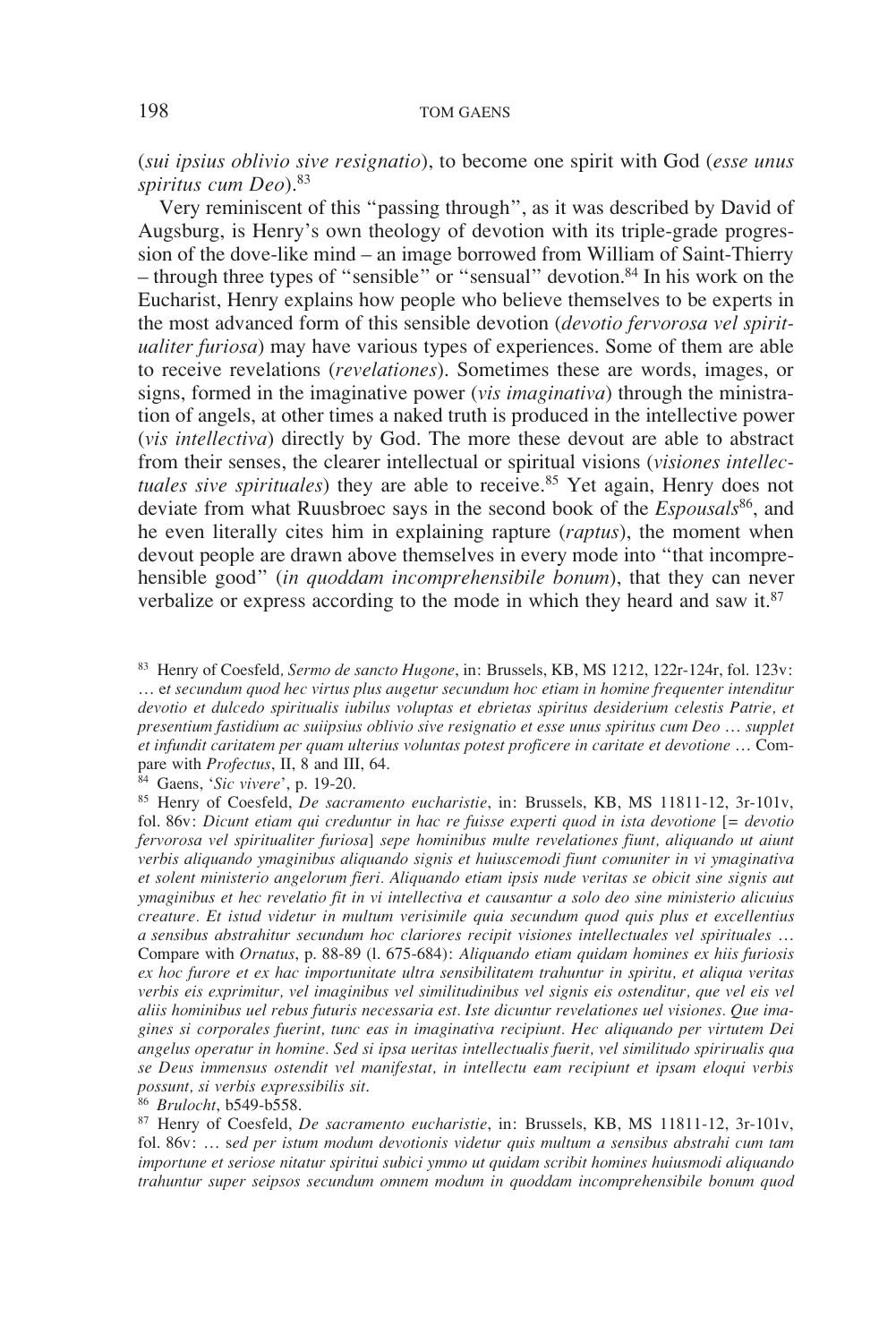(*sui ipsius oblivio sive resignatio*), to become one spirit with God (*esse unus spiritus cum Deo*).[83]

Very reminiscent of this "passing through", as it was described by David of Augsburg, is Henry's own theology of devotion with its triple-grade progression of the dove-like mind – an image borrowed from William of Saint-Thierry – through three types of "sensible" or "sensual" devotion.[84] In his work on the Eucharist, Henry explains how people who believe themselves to be experts in the most advanced form of this sensible devotion (*devotio fervorosa vel spiritualiter furiosa*) may have various types of experiences. Some of them are able to receive revelations (*revelationes*). Sometimes these are words, images, or signs, formed in the imaginative power (*vis imaginativa*) through the ministration of angels, at other times a naked truth is produced in the intellective power (*vis intellectiva*) directly by God. The more these devout are able to abstract from their senses, the clearer intellectual or spiritual visions (*visiones intellectuales sive spirituales*) they are able to receive.[85] Yet again, Henry does not deviate from what Ruusbroec says in the second book of the *Espousals*[86], and he even literally cites him in explaining rapture (*raptus*), the moment when devout people are drawn above themselves in every mode into "that incomprehensible good" (*in quoddam incomprehensibile bonum*), that they can never verbalize or express according to the mode in which they heard and saw it.[87]

---

[83] Henry of Coesfeld, *Sermo de sancto Hugone*, in: Brussels, KB, MS 1212, 122r-124r, fol. 123v: … e*t secundum quod hec virtus plus augetur secundum hoc etiam in homine frequenter intenditur devotio et dulcedo spiritualis iubilus voluptas et ebrietas spiritus desiderium celestis Patrie, et presentium fastidium ac suiipsius oblivio sive resignatio et esse unus spiritus cum Deo* … *supplet et infundit caritatem per quam ulterius voluntas potest proficere in caritate et devotione* … Compare with *Profectus*, II, 8 and III, 64.

[84] Gaens, '*Sic vivere*', p. 19-20.

[85] Henry of Coesfeld, *De sacramento eucharistie*, in: Brussels, KB, MS 11811-12, 3r-101v, fol. 86v: *Dicunt etiam qui creduntur in hac re fuisse experti quod in ista devotione* [= *devotio fervorosa vel spiritualiter furiosa*] *sepe hominibus multe revelationes fiunt, aliquando ut aiunt verbis aliquando ymaginibus aliquando signis et huiuscemodi fiunt comuniter in vi ymaginativa et solent ministerio angelorum fieri. Aliquando etiam ipsis nude veritas se obicit sine signis aut ymaginibus et hec revelatio fit in vi intellectiva et causantur a solo deo sine ministerio alicuius creature. Et istud videtur in multum verisimile quia secundum quod quis plus et excellentius a sensibus abstrahitur secundum hoc clariores recipit visiones intellectuales vel spirituales* … Compare with *Ornatus*, p. 88-89 (l. 675-684): *Aliquando etiam quidam homines ex hiis furiosis ex hoc furore et ex hac importunitate ultra sensibilitatem trahuntur in spiritu, et aliqua veritas verbis eis exprimitur, vel imaginibus vel similitudinibus vel signis eis ostenditur, que vel eis vel aliis hominibus uel rebus futuris necessaria est. Iste dicuntur revelationes uel visiones. Que imagines si corporales fuerint, tunc eas in imaginativa recipiunt. Hec aliquando per virtutem Dei angelus operatur in homine. Sed si ipsa ueritas intellectualis fuerit, vel similitudo spirirualis qua se Deus immensus ostendit vel manifestat, in intellectu eam recipiunt et ipsam eloqui verbis possunt, si verbis expressibilis sit.*

[86] *Brulocht*, b549-b558.

[87] Henry of Coesfeld, *De sacramento eucharistie*, in: Brussels, KB, MS 11811-12, 3r-101v, fol. 86v: … s*ed per istum modum devotionis videtur quis multum a sensibus abstrahi cum tam importune et seriose nitatur spiritui subici ymmo ut quidam scribit homines huiusmodi aliquando trahuntur super seipsos secundum omnem modum in quoddam incomprehensibile bonum quod*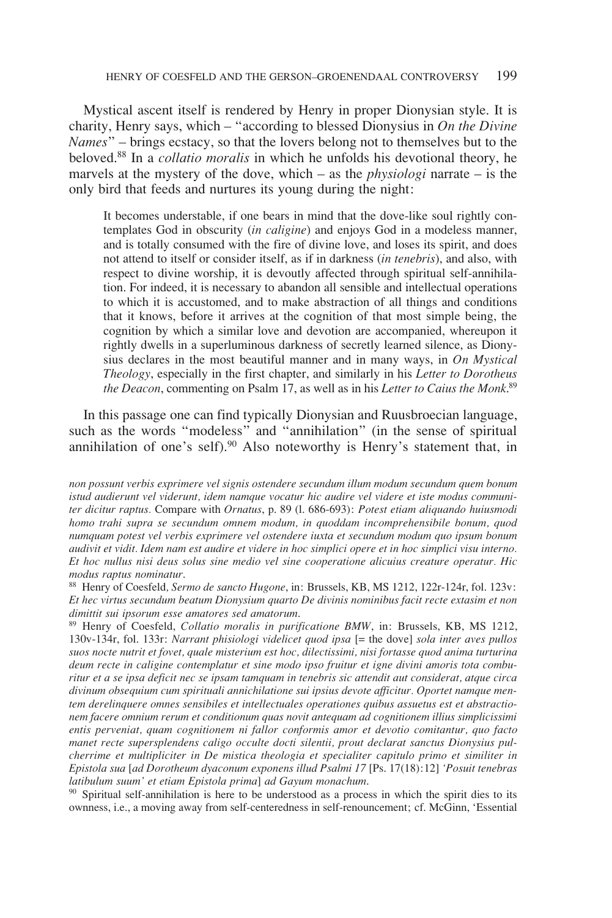Mystical ascent itself is rendered by Henry in proper Dionysian style. It is charity, Henry says, which – "according to blessed Dionysius in *On the Divine Names*" – brings ecstacy, so that the lovers belong not to themselves but to the beloved.[88] In a *collatio moralis* in which he unfolds his devotional theory, he marvels at the mystery of the dove, which – as the *physiologi* narrate – is the only bird that feeds and nurtures its young during the night:

> It becomes understable, if one bears in mind that the dove-like soul rightly contemplates God in obscurity (*in caligine*) and enjoys God in a modeless manner, and is totally consumed with the fire of divine love, and loses its spirit, and does not attend to itself or consider itself, as if in darkness (*in tenebris*), and also, with respect to divine worship, it is devoutly affected through spiritual self-annihilation. For indeed, it is necessary to abandon all sensible and intellectual operations to which it is accustomed, and to make abstraction of all things and conditions that it knows, before it arrives at the cognition of that most simple being, the cognition by which a similar love and devotion are accompanied, whereupon it rightly dwells in a superluminous darkness of secretly learned silence, as Dionysius declares in the most beautiful manner and in many ways, in *On Mystical Theology*, especially in the first chapter, and similarly in his *Letter to Dorotheus the Deacon*, commenting on Psalm 17, as well as in his *Letter to Caius the Monk*.[89]

In this passage one can find typically Dionysian and Ruusbroecian language, such as the words "modeless" and "annihilation" (in the sense of spiritual annihilation of one's self).[90] Also noteworthy is Henry's statement that, in

*non possunt verbis exprimere vel signis ostendere secundum illum modum secundum quem bonum istud audierunt vel viderunt, idem namque vocatur hic audire vel videre et iste modus communiter dicitur raptus.* Compare with *Ornatus*, p. 89 (l. 686-693): *Potest etiam aliquando huiusmodi homo trahi supra se secundum omnem modum, in quoddam incomprehensibile bonum, quod numquam potest vel verbis exprimere vel ostendere iuxta et secundum modum quo ipsum bonum audivit et vidit. Idem nam est audire et videre in hoc simplici opere et in hoc simplici visu interno. Et hoc nullus nisi deus solus sine medio vel sine cooperatione alicuius creature operatur. Hic modus raptus nominatur.*

[88] Henry of Coesfeld*, Sermo de sancto Hugone*, in: Brussels, KB, MS 1212, 122r-124r, fol. 123v: *Et hec virtus secundum beatum Dionysium quarto De divinis nominibus facit recte extasim et non dimittit sui ipsorum esse amatores sed amatorum.*

[89] Henry of Coesfeld, *Collatio moralis in purificatione BMW*, in: Brussels, KB, MS 1212, 130v-134r, fol. 133r: *Narrant phisiologi videlicet quod ipsa* [= the dove] *sola inter aves pullos suos nocte nutrit et fovet, quale misterium est hoc, dilectissimi, nisi fortasse quod anima turturina deum recte in caligine contemplatur et sine modo ipso fruitur et igne divini amoris tota comburitur et a se ipsa deficit nec se ipsam tamquam in tenebris sic attendit aut considerat, atque circa divinum obsequium cum spirituali annichilatione sui ipsius devote afficitur. Oportet namque mentem derelinquere omnes sensibiles et intellectuales operationes quibus assuetus est et abstractionem facere omnium rerum et conditionum quas novit antequam ad cognitionem illius simplicissimi entis perveniat, quam cognitionem ni fallor conformis amor et devotio comitantur, quo facto manet recte supersplendens caligo occulte docti silentii, prout declarat sanctus Dionysius pulcherrime et multipliciter in De mistica theologia et specialiter capitulo primo et similiter in Epistola sua* [*ad Dorotheum dyaconum exponens illud Psalmi 17* [Ps. 17(18):12] *'Posuit tenebras latibulum suum' et etiam Epistola prima*] *ad Gayum monachum.*

[90] Spiritual self-annihilation is here to be understood as a process in which the spirit dies to its ownness, i.e., a moving away from self-centeredness in self-renouncement; cf. McGinn, 'Essential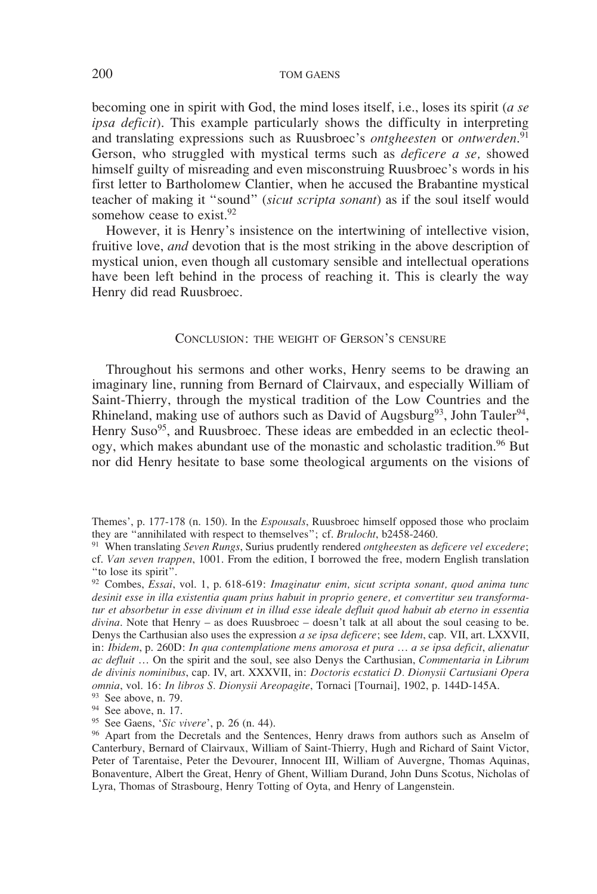becoming one in spirit with God, the mind loses itself, i.e., loses its spirit (*a se ipsa deficit*). This example particularly shows the difficulty in interpreting and translating expressions such as Ruusbroec's *ontgheesten* or *ontwerden*.[91] Gerson, who struggled with mystical terms such as *deficere a se,* showed himself guilty of misreading and even misconstruing Ruusbroec's words in his first letter to Bartholomew Clantier, when he accused the Brabantine mystical teacher of making it "sound" (*sicut scripta sonant*) as if the soul itself would somehow cease to exist.[92]

However, it is Henry's insistence on the intertwining of intellective vision, fruitive love, *and* devotion that is the most striking in the above description of mystical union, even though all customary sensible and intellectual operations have been left behind in the process of reaching it. This is clearly the way Henry did read Ruusbroec.

## Conclusion: the weight of Gerson's censure

Throughout his sermons and other works, Henry seems to be drawing an imaginary line, running from Bernard of Clairvaux, and especially William of Saint-Thierry, through the mystical tradition of the Low Countries and the Rhineland, making use of authors such as David of Augsburg[93], John Tauler[94], Henry Suso[95], and Ruusbroec. These ideas are embedded in an eclectic theology, which makes abundant use of the monastic and scholastic tradition.[96] But nor did Henry hesitate to base some theological arguments on the visions of

---

Themes', p. 177-178 (n. 150). In the *Espousals*, Ruusbroec himself opposed those who proclaim they are "annihilated with respect to themselves"; cf. *Brulocht*, b2458-2460.

[91] When translating *Seven Rungs*, Surius prudently rendered *ontgheesten* as *deficere vel excedere*; cf. *Van seven trappen*, 1001. From the edition, I borrowed the free, modern English translation "to lose its spirit".

[92] Combes, *Essai*, vol. 1, p. 618-619: *Imaginatur enim, sicut scripta sonant, quod anima tunc desinit esse in illa existentia quam prius habuit in proprio genere, et convertitur seu transformatur et absorbetur in esse divinum et in illud esse ideale defluit quod habuit ab eterno in essentia divina*. Note that Henry – as does Ruusbroec – doesn't talk at all about the soul ceasing to be. Denys the Carthusian also uses the expression *a se ipsa deficere*; see *Idem*, cap. VII, art. LXXVII, in: *Ibidem*, p. 260D: *In qua contemplatione mens amorosa et pura … a se ipsa deficit*, *alienatur ac defluit* … On the spirit and the soul, see also Denys the Carthusian, *Commentaria in Librum de divinis nominibus*, cap. IV, art. XXXVII, in: *Doctoris ecstatici D. Dionysii Cartusiani Opera omnia*, vol. 16: *In libros S. Dionysii Areopagite*, Tornaci [Tournai], 1902, p. 144D-145A.

[93] See above, n. 79.

[94] See above, n. 17.

[95] See Gaens, '*Sic vivere*', p. 26 (n. 44).

[96] Apart from the Decretals and the Sentences, Henry draws from authors such as Anselm of Canterbury, Bernard of Clairvaux, William of Saint-Thierry, Hugh and Richard of Saint Victor, Peter of Tarentaise, Peter the Devourer, Innocent III, William of Auvergne, Thomas Aquinas, Bonaventure, Albert the Great, Henry of Ghent, William Durand, John Duns Scotus, Nicholas of Lyra, Thomas of Strasbourg, Henry Totting of Oyta, and Henry of Langenstein.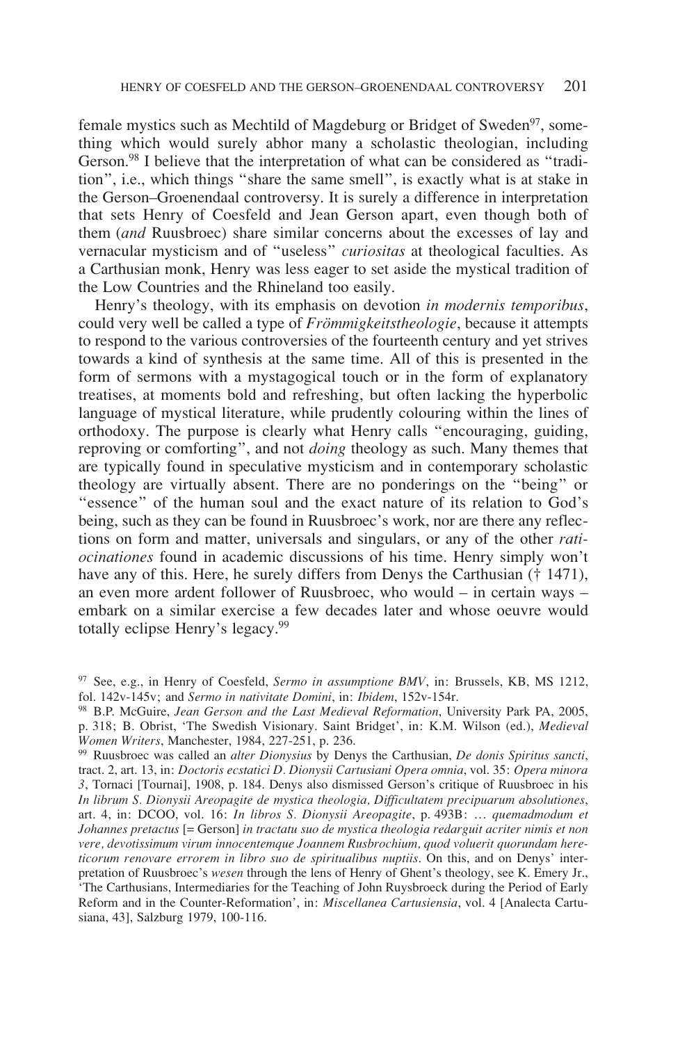female mystics such as Mechtild of Magdeburg or Bridget of Sweden[97], something which would surely abhor many a scholastic theologian, including Gerson.[98] I believe that the interpretation of what can be considered as "tradition", i.e., which things "share the same smell", is exactly what is at stake in the Gerson–Groenendaal controversy. It is surely a difference in interpretation that sets Henry of Coesfeld and Jean Gerson apart, even though both of them (*and* Ruusbroec) share similar concerns about the excesses of lay and vernacular mysticism and of "useless" *curiositas* at theological faculties. As a Carthusian monk, Henry was less eager to set aside the mystical tradition of the Low Countries and the Rhineland too easily.

Henry's theology, with its emphasis on devotion *in modernis temporibus*, could very well be called a type of *Frömmigkeitstheologie*, because it attempts to respond to the various controversies of the fourteenth century and yet strives towards a kind of synthesis at the same time. All of this is presented in the form of sermons with a mystagogical touch or in the form of explanatory treatises, at moments bold and refreshing, but often lacking the hyperbolic language of mystical literature, while prudently colouring within the lines of orthodoxy. The purpose is clearly what Henry calls "encouraging, guiding, reproving or comforting", and not *doing* theology as such. Many themes that are typically found in speculative mysticism and in contemporary scholastic theology are virtually absent. There are no ponderings on the "being" or "essence" of the human soul and the exact nature of its relation to God's being, such as they can be found in Ruusbroec's work, nor are there any reflections on form and matter, universals and singulars, or any of the other *ratiocinationes* found in academic discussions of his time. Henry simply won't have any of this. Here, he surely differs from Denys the Carthusian († 1471), an even more ardent follower of Ruusbroec, who would – in certain ways – embark on a similar exercise a few decades later and whose oeuvre would totally eclipse Henry's legacy.[99]

---

[97] See, e.g., in Henry of Coesfeld, *Sermo in assumptione BMV*, in: Brussels, KB, MS 1212, fol. 142v-145v; and *Sermo in nativitate Domini*, in: *Ibidem*, 152v-154r.

[98] B.P. McGuire, *Jean Gerson and the Last Medieval Reformation*, University Park PA, 2005, p. 318; B. Obrist, 'The Swedish Visionary. Saint Bridget', in: K.M. Wilson (ed.), *Medieval Women Writers*, Manchester, 1984, 227-251, p. 236.

[99] Ruusbroec was called an *alter Dionysius* by Denys the Carthusian, *De donis Spiritus sancti*, tract. 2, art. 13, in: *Doctoris ecstatici D. Dionysii Cartusiani Opera omnia*, vol. 35: *Opera minora 3*, Tornaci [Tournai], 1908, p. 184. Denys also dismissed Gerson's critique of Ruusbroec in his *In librum S. Dionysii Areopagite de mystica theologia, Difficultatem precipuarum absolutiones*, art. 4, in: DCOO, vol. 16: *In libros S. Dionysii Areopagite*, p. 493B: … *quemadmodum et Johannes pretactus* [= Gerson] *in tractatu suo de mystica theologia redarguit acriter nimis et non vere, devotissimum virum innocentemque Joannem Rusbrochium, quod voluerit quorundam hereticorum renovare errorem in libro suo de spiritualibus nuptiis*. On this, and on Denys' interpretation of Ruusbroec's *wesen* through the lens of Henry of Ghent's theology, see K. Emery Jr., 'The Carthusians, Intermediaries for the Teaching of John Ruysbroeck during the Period of Early Reform and in the Counter-Reformation', in: *Miscellanea Cartusiensia*, vol. 4 [Analecta Cartusiana, 43], Salzburg 1979, 100-116.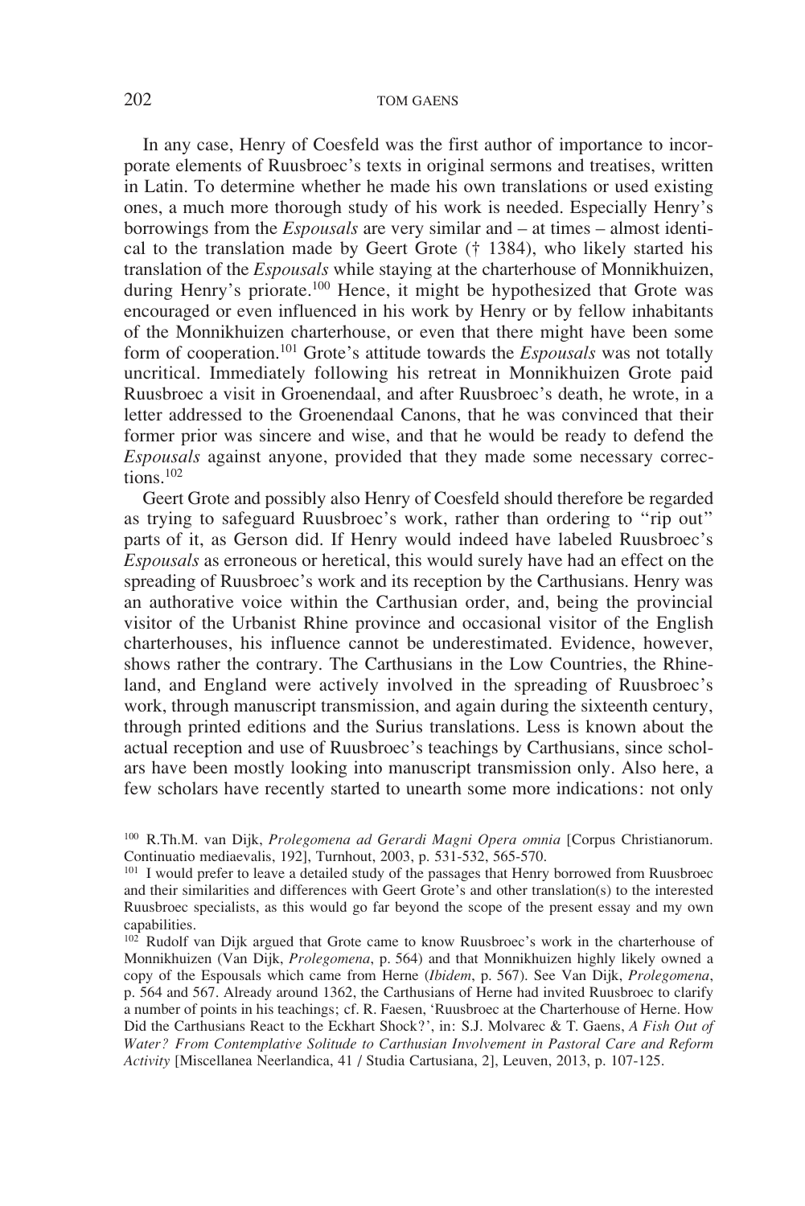In any case, Henry of Coesfeld was the first author of importance to incorporate elements of Ruusbroec's texts in original sermons and treatises, written in Latin. To determine whether he made his own translations or used existing ones, a much more thorough study of his work is needed. Especially Henry's borrowings from the *Espousals* are very similar and – at times – almost identical to the translation made by Geert Grote († 1384), who likely started his translation of the *Espousals* while staying at the charterhouse of Monnikhuizen, during Henry's priorate.[100] Hence, it might be hypothesized that Grote was encouraged or even influenced in his work by Henry or by fellow inhabitants of the Monnikhuizen charterhouse, or even that there might have been some form of cooperation.[101] Grote's attitude towards the *Espousals* was not totally uncritical. Immediately following his retreat in Monnikhuizen Grote paid Ruusbroec a visit in Groenendaal, and after Ruusbroec's death, he wrote, in a letter addressed to the Groenendaal Canons, that he was convinced that their former prior was sincere and wise, and that he would be ready to defend the *Espousals* against anyone, provided that they made some necessary corrections.[102]

Geert Grote and possibly also Henry of Coesfeld should therefore be regarded as trying to safeguard Ruusbroec's work, rather than ordering to "rip out" parts of it, as Gerson did. If Henry would indeed have labeled Ruusbroec's *Espousals* as erroneous or heretical, this would surely have had an effect on the spreading of Ruusbroec's work and its reception by the Carthusians. Henry was an authorative voice within the Carthusian order, and, being the provincial visitor of the Urbanist Rhine province and occasional visitor of the English charterhouses, his influence cannot be underestimated. Evidence, however, shows rather the contrary. The Carthusians in the Low Countries, the Rhineland, and England were actively involved in the spreading of Ruusbroec's work, through manuscript transmission, and again during the sixteenth century, through printed editions and the Surius translations. Less is known about the actual reception and use of Ruusbroec's teachings by Carthusians, since scholars have been mostly looking into manuscript transmission only. Also here, a few scholars have recently started to unearth some more indications: not only

---

[100] R.Th.M. van Dijk, *Prolegomena ad Gerardi Magni Opera omnia* [Corpus Christianorum. Continuatio mediaevalis, 192], Turnhout, 2003, p. 531-532, 565-570.

[101] I would prefer to leave a detailed study of the passages that Henry borrowed from Ruusbroec and their similarities and differences with Geert Grote's and other translation(s) to the interested Ruusbroec specialists, as this would go far beyond the scope of the present essay and my own capabilities.

[102] Rudolf van Dijk argued that Grote came to know Ruusbroec's work in the charterhouse of Monnikhuizen (Van Dijk, *Prolegomena*, p. 564) and that Monnikhuizen highly likely owned a copy of the Espousals which came from Herne (*Ibidem*, p. 567). See Van Dijk, *Prolegomena*, p. 564 and 567. Already around 1362, the Carthusians of Herne had invited Ruusbroec to clarify a number of points in his teachings; cf. R. Faesen, 'Ruusbroec at the Charterhouse of Herne. How Did the Carthusians React to the Eckhart Shock?', in: S.J. Molvarec & T. Gaens, *A Fish Out of Water? From Contemplative Solitude to Carthusian Involvement in Pastoral Care and Reform Activity* [Miscellanea Neerlandica, 41 / Studia Cartusiana, 2], Leuven, 2013, p. 107-125.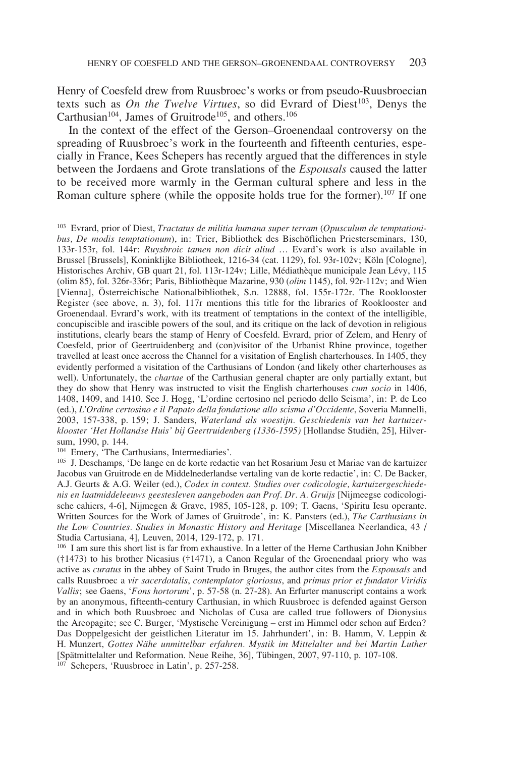Henry of Coesfeld drew from Ruusbroec's works or from pseudo-Ruusbroecian texts such as *On the Twelve Virtues*, so did Evrard of Diest[103], Denys the Carthusian[104], James of Gruitrode[105], and others.[106]

In the context of the effect of the Gerson–Groenendaal controversy on the spreading of Ruusbroec's work in the fourteenth and fifteenth centuries, especially in France, Kees Schepers has recently argued that the differences in style between the Jordaens and Grote translations of the *Espousals* caused the latter to be received more warmly in the German cultural sphere and less in the Roman culture sphere (while the opposite holds true for the former).[107] If one

---

[103] Evrard, prior of Diest, *Tractatus de militia humana super terram* (*Opusculum de temptationibus, De modis temptationum*), in: Trier, Bibliothek des Bischöflichen Priesterseminars, 130, 133r-153r, fol. 144r: *Ruysbroic tamen non dicit aliud* … Evard's work is also available in Brussel [Brussels], Koninklijke Bibliotheek, 1216-34 (cat. 1129), fol. 93r-102v; Köln [Cologne], Historisches Archiv, GB quart 21, fol. 113r-124v; Lille, Médiathèque municipale Jean Lévy, 115 (olim 85), fol. 326r-336r; Paris, Bibliothèque Mazarine, 930 (*olim* 1145), fol. 92r-112v; and Wien [Vienna], Österreichische Nationalbibliothek, S.n. 12888, fol. 155r-172r. The Rooklooster Register (see above, n. 3), fol. 117r mentions this title for the libraries of Rooklooster and Groenendaal. Evrard's work, with its treatment of temptations in the context of the intelligible, concupiscible and irascible powers of the soul, and its critique on the lack of devotion in religious institutions, clearly bears the stamp of Henry of Coesfeld. Evrard, prior of Zelem, and Henry of Coesfeld, prior of Geertruidenberg and (con)visitor of the Urbanist Rhine province, together travelled at least once accross the Channel for a visitation of English charterhouses. In 1405, they evidently performed a visitation of the Carthusians of London (and likely other charterhouses as well). Unfortunately, the *chartae* of the Carthusian general chapter are only partially extant, but they do show that Henry was instructed to visit the English charterhouses *cum socio* in 1406, 1408, 1409, and 1410. See J. Hogg, 'L'ordine certosino nel periodo dello Scisma', in: P. de Leo (ed.), *L'Ordine certosino e il Papato dalla fondazione allo scisma d'Occidente*, Soveria Mannelli, 2003, 157-338, p. 159; J. Sanders, *Waterland als woestijn. Geschiedenis van het kartuizerklooster 'Het Hollandse Huis' bij Geertruidenberg (1336-1595)* [Hollandse Studiën, 25], Hilversum, 1990, p. 144.

[104] Emery, 'The Carthusians, Intermediaries'.

[105] J. Deschamps, 'De lange en de korte redactie van het Rosarium Jesu et Mariae van de kartuizer Jacobus van Gruitrode en de Middelnederlandse vertaling van de korte redactie', in: C. De Backer, A.J. Geurts & A.G. Weiler (ed.), *Codex in context. Studies over codicologie, kartuizergeschiedenis en laatmiddeleeuws geestesleven aangeboden aan Prof. Dr. A. Gruijs* [Nijmeegse codicologische cahiers, 4-6], Nijmegen & Grave, 1985, 105-128, p. 109; T. Gaens, 'Spiritu Iesu operante. Written Sources for the Work of James of Gruitrode', in: K. Pansters (ed.), *The Carthusians in the Low Countries. Studies in Monastic History and Heritage* [Miscellanea Neerlandica, 43 / Studia Cartusiana, 4], Leuven, 2014, 129-172, p. 171.

[106] I am sure this short list is far from exhaustive. In a letter of the Herne Carthusian John Knibber (†1473) to his brother Nicasius (†1471), a Canon Regular of the Groenendaal priory who was active as *curatus* in the abbey of Saint Trudo in Bruges, the author cites from the *Espousals* and calls Ruusbroec a *vir sacerdotalis*, *contemplator gloriosus*, and *primus prior et fundator Viridis Vallis*; see Gaens, '*Fons hortorum*', p. 57-58 (n. 27-28). An Erfurter manuscript contains a work by an anonymous, fifteenth-century Carthusian, in which Ruusbroec is defended against Gerson and in which both Ruusbroec and Nicholas of Cusa are called true followers of Dionysius the Areopagite; see C. Burger, 'Mystische Vereinigung – erst im Himmel oder schon auf Erden? Das Doppelgesicht der geistlichen Literatur im 15. Jahrhundert', in: B. Hamm, V. Leppin & H. Munzert, *Gottes Nähe unmittelbar erfahren. Mystik im Mittelalter und bei Martin Luther* [Spätmittelalter und Reformation. Neue Reihe, 36], Tübingen, 2007, 97-110, p. 107-108.

[107] Schepers, 'Ruusbroec in Latin', p. 257-258.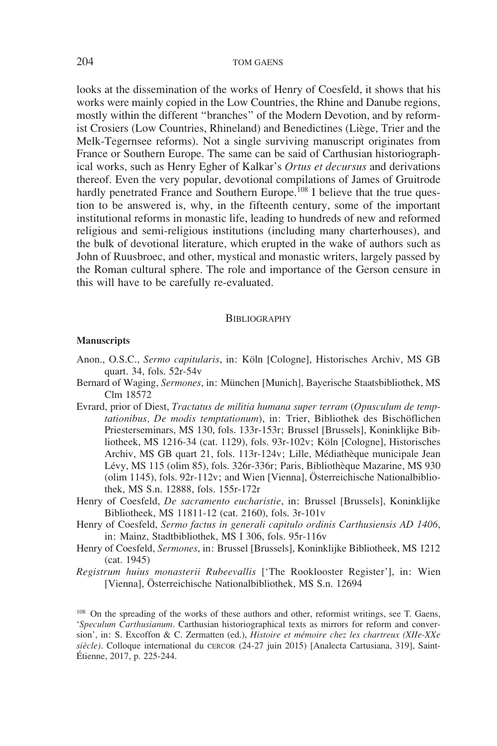looks at the dissemination of the works of Henry of Coesfeld, it shows that his works were mainly copied in the Low Countries, the Rhine and Danube regions, mostly within the different "branches" of the Modern Devotion, and by reformist Crosiers (Low Countries, Rhineland) and Benedictines (Liège, Trier and the Melk-Tegernsee reforms). Not a single surviving manuscript originates from France or Southern Europe. The same can be said of Carthusian historiographical works, such as Henry Egher of Kalkar's *Ortus et decursus* and derivations thereof. Even the very popular, devotional compilations of James of Gruitrode hardly penetrated France and Southern Europe.[108] I believe that the true question to be answered is, why, in the fifteenth century, some of the important institutional reforms in monastic life, leading to hundreds of new and reformed religious and semi-religious institutions (including many charterhouses), and the bulk of devotional literature, which erupted in the wake of authors such as John of Ruusbroec, and other, mystical and monastic writers, largely passed by the Roman cultural sphere. The role and importance of the Gerson censure in this will have to be carefully re-evaluated.

## Bibliography

### Manuscripts

Anon., O.S.C., *Sermo capitularis*, in: Köln [Cologne], Historisches Archiv, MS GB quart. 34, fols. 52r-54v

Bernard of Waging, *Sermones*, in: München [Munich], Bayerische Staatsbibliothek, MS Clm 18572

Evrard, prior of Diest, *Tractatus de militia humana super terram* (*Opusculum de temptationibus, De modis temptationum*), in: Trier, Bibliothek des Bischöflichen Priesterseminars, MS 130, fols. 133r-153r; Brussel [Brussels], Koninklijke Bibliotheek, MS 1216-34 (cat. 1129), fols. 93r-102v; Köln [Cologne], Historisches Archiv, MS GB quart 21, fols. 113r-124v; Lille, Médiathèque municipale Jean Lévy, MS 115 (olim 85), fols. 326r-336r; Paris, Bibliothèque Mazarine, MS 930 (olim 1145), fols. 92r-112v; and Wien [Vienna], Österreichische Nationalbibliothek, MS S.n. 12888, fols. 155r-172r

Henry of Coesfeld, *De sacramento eucharistie*, in: Brussel [Brussels], Koninklijke Bibliotheek, MS 11811-12 (cat. 2160), fols. 3r-101v

Henry of Coesfeld, *Sermo factus in generali capitulo ordinis Carthusiensis AD 1406*, in: Mainz, Stadtbibliothek, MS I 306, fols. 95r-116v

Henry of Coesfeld, *Sermones*, in: Brussel [Brussels], Koninklijke Bibliotheek, MS 1212 (cat. 1945)

*Registrum huius monasterii Rubeevallis* ['The Rooklooster Register'], in: Wien [Vienna], Österreichische Nationalbibliothek, MS S.n. 12694

---

[108] On the spreading of the works of these authors and other, reformist writings, see T. Gaens, '*Speculum Carthusianum*. Carthusian historiographical texts as mirrors for reform and conversion', in: S. Excoffon & C. Zermatten (ed.), *Histoire et mémoire chez les chartreux (XIIe-XXe siècle)*. Colloque international du CERCOR (24-27 juin 2015) [Analecta Cartusiana, 319], Saint-Étienne, 2017, p. 225-244.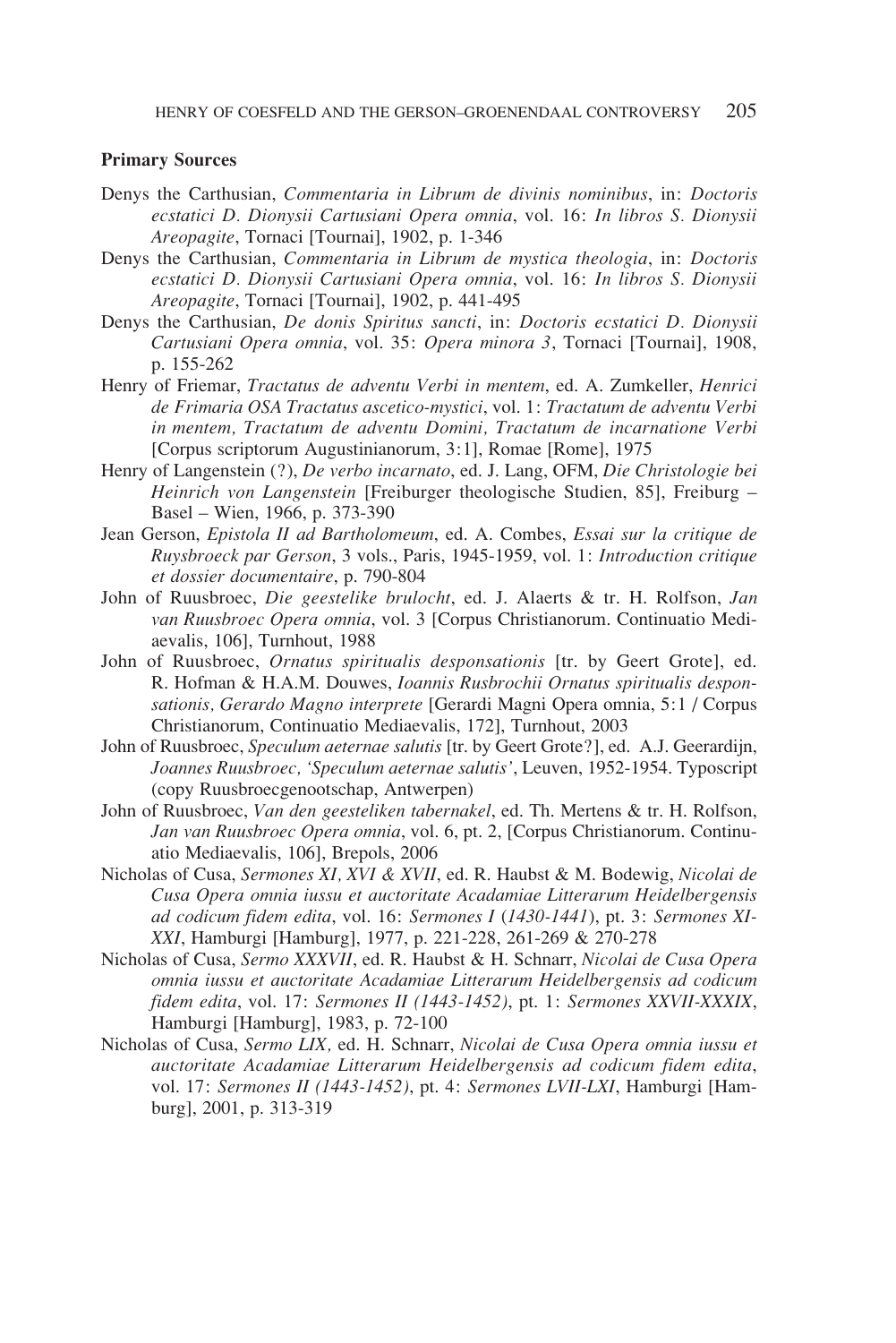**Primary Sources**

Denys the Carthusian, *Commentaria in Librum de divinis nominibus*, in: *Doctoris ecstatici D. Dionysii Cartusiani Opera omnia*, vol. 16: *In libros S. Dionysii Areopagite*, Tornaci [Tournai], 1902, p. 1-346

Denys the Carthusian, *Commentaria in Librum de mystica theologia*, in: *Doctoris ecstatici D. Dionysii Cartusiani Opera omnia*, vol. 16: *In libros S. Dionysii Areopagite*, Tornaci [Tournai], 1902, p. 441-495

Denys the Carthusian, *De donis Spiritus sancti*, in: *Doctoris ecstatici D. Dionysii Cartusiani Opera omnia*, vol. 35: *Opera minora 3*, Tornaci [Tournai], 1908, p. 155-262

Henry of Friemar, *Tractatus de adventu Verbi in mentem*, ed. A. Zumkeller, *Henrici de Frimaria OSA Tractatus ascetico-mystici*, vol. 1: *Tractatum de adventu Verbi in mentem, Tractatum de adventu Domini, Tractatum de incarnatione Verbi* [Corpus scriptorum Augustinianorum, 3:1], Romae [Rome], 1975

Henry of Langenstein (?), *De verbo incarnato*, ed. J. Lang, OFM, *Die Christologie bei Heinrich von Langenstein* [Freiburger theologische Studien, 85], Freiburg – Basel – Wien, 1966, p. 373-390

Jean Gerson, *Epistola II ad Bartholomeum*, ed. A. Combes, *Essai sur la critique de Ruysbroeck par Gerson*, 3 vols., Paris, 1945-1959, vol. 1: *Introduction critique et dossier documentaire*, p. 790-804

John of Ruusbroec, *Die geestelike brulocht*, ed. J. Alaerts & tr. H. Rolfson, *Jan van Ruusbroec Opera omnia*, vol. 3 [Corpus Christianorum. Continuatio Mediaevalis, 106], Turnhout, 1988

John of Ruusbroec, *Ornatus spiritualis desponsationis* [tr. by Geert Grote], ed. R. Hofman & H.A.M. Douwes, *Ioannis Rusbrochii Ornatus spiritualis desponsationis, Gerardo Magno interprete* [Gerardi Magni Opera omnia, 5:1 / Corpus Christianorum, Continuatio Mediaevalis, 172], Turnhout, 2003

John of Ruusbroec, *Speculum aeternae salutis* [tr. by Geert Grote?], ed. A.J. Geerardijn, *Joannes Ruusbroec, 'Speculum aeternae salutis'*, Leuven, 1952-1954. Typoscript (copy Ruusbroecgenootschap, Antwerpen)

John of Ruusbroec, *Van den geesteliken tabernakel*, ed. Th. Mertens & tr. H. Rolfson, *Jan van Ruusbroec Opera omnia*, vol. 6, pt. 2, [Corpus Christianorum. Continuatio Mediaevalis, 106], Brepols, 2006

Nicholas of Cusa, *Sermones XI, XVI & XVII*, ed. R. Haubst & M. Bodewig, *Nicolai de Cusa Opera omnia iussu et auctoritate Acadamiae Litterarum Heidelbergensis ad codicum fidem edita*, vol. 16: *Sermones I* (*1430-1441*), pt. 3: *Sermones XI-XXI*, Hamburgi [Hamburg], 1977, p. 221-228, 261-269 & 270-278

Nicholas of Cusa, *Sermo XXXVII*, ed. R. Haubst & H. Schnarr, *Nicolai de Cusa Opera omnia iussu et auctoritate Acadamiae Litterarum Heidelbergensis ad codicum fidem edita*, vol. 17: *Sermones II (1443-1452)*, pt. 1: *Sermones XXVII-XXXIX*, Hamburgi [Hamburg], 1983, p. 72-100

Nicholas of Cusa, *Sermo LIX,* ed. H. Schnarr, *Nicolai de Cusa Opera omnia iussu et auctoritate Acadamiae Litterarum Heidelbergensis ad codicum fidem edita*, vol. 17: *Sermones II (1443-1452)*, pt. 4: *Sermones LVII-LXI*, Hamburgi [Hamburg], 2001, p. 313-319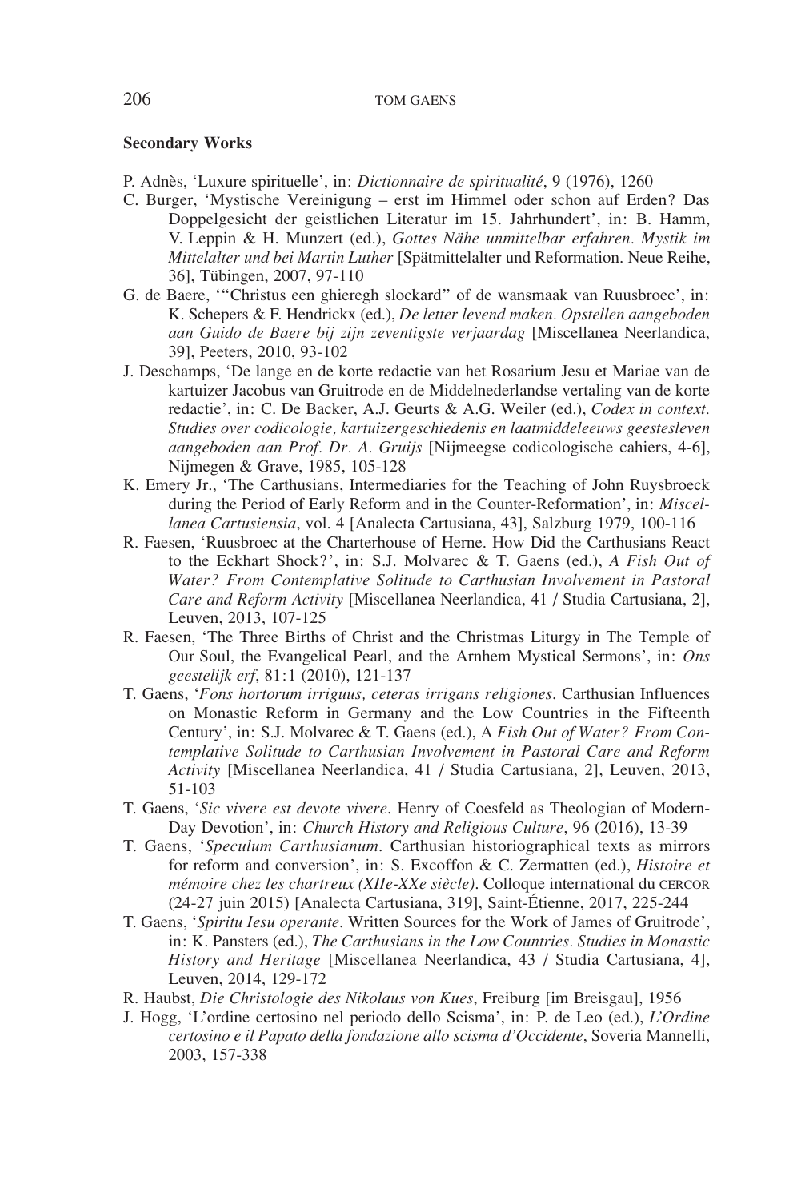### Secondary Works

P. Adnès, 'Luxure spirituelle', in: *Dictionnaire de spiritualité*, 9 (1976), 1260

C. Burger, 'Mystische Vereinigung – erst im Himmel oder schon auf Erden? Das Doppelgesicht der geistlichen Literatur im 15. Jahrhundert', in: B. Hamm, V. Leppin & H. Munzert (ed.), *Gottes Nähe unmittelbar erfahren. Mystik im Mittelalter und bei Martin Luther* [Spätmittelalter und Reformation. Neue Reihe, 36], Tübingen, 2007, 97-110

G. de Baere, '"Christus een ghieregh slockard" of de wansmaak van Ruusbroec', in: K. Schepers & F. Hendrickx (ed.), *De letter levend maken. Opstellen aangeboden aan Guido de Baere bij zijn zeventigste verjaardag* [Miscellanea Neerlandica, 39], Peeters, 2010, 93-102

J. Deschamps, 'De lange en de korte redactie van het Rosarium Jesu et Mariae van de kartuizer Jacobus van Gruitrode en de Middelnederlandse vertaling van de korte redactie', in: C. De Backer, A.J. Geurts & A.G. Weiler (ed.), *Codex in context. Studies over codicologie, kartuizergeschiedenis en laatmiddeleeuws geestesleven aangeboden aan Prof. Dr. A. Gruijs* [Nijmeegse codicologische cahiers, 4-6], Nijmegen & Grave, 1985, 105-128

K. Emery Jr., 'The Carthusians, Intermediaries for the Teaching of John Ruysbroeck during the Period of Early Reform and in the Counter-Reformation', in: *Miscellanea Cartusiensia*, vol. 4 [Analecta Cartusiana, 43], Salzburg 1979, 100-116

R. Faesen, 'Ruusbroec at the Charterhouse of Herne. How Did the Carthusians React to the Eckhart Shock?', in: S.J. Molvarec & T. Gaens (ed.), *A Fish Out of Water? From Contemplative Solitude to Carthusian Involvement in Pastoral Care and Reform Activity* [Miscellanea Neerlandica, 41 / Studia Cartusiana, 2], Leuven, 2013, 107-125

R. Faesen, 'The Three Births of Christ and the Christmas Liturgy in The Temple of Our Soul, the Evangelical Pearl, and the Arnhem Mystical Sermons', in: *Ons geestelijk erf*, 81:1 (2010), 121-137

T. Gaens, '*Fons hortorum irriguus, ceteras irrigans religiones*. Carthusian Influences on Monastic Reform in Germany and the Low Countries in the Fifteenth Century', in: S.J. Molvarec & T. Gaens (ed.), A *Fish Out of Water? From Contemplative Solitude to Carthusian Involvement in Pastoral Care and Reform Activity* [Miscellanea Neerlandica, 41 / Studia Cartusiana, 2], Leuven, 2013, 51-103

T. Gaens, '*Sic vivere est devote vivere*. Henry of Coesfeld as Theologian of Modern-Day Devotion', in: *Church History and Religious Culture*, 96 (2016), 13-39

T. Gaens, '*Speculum Carthusianum*. Carthusian historiographical texts as mirrors for reform and conversion', in: S. Excoffon & C. Zermatten (ed.), *Histoire et mémoire chez les chartreux (XIIe-XXe siècle)*. Colloque international du CERCOR (24-27 juin 2015) [Analecta Cartusiana, 319], Saint-Étienne, 2017, 225-244

T. Gaens, '*Spiritu Iesu operante*. Written Sources for the Work of James of Gruitrode', in: K. Pansters (ed.), *The Carthusians in the Low Countries. Studies in Monastic History and Heritage* [Miscellanea Neerlandica, 43 / Studia Cartusiana, 4], Leuven, 2014, 129-172

R. Haubst, *Die Christologie des Nikolaus von Kues*, Freiburg [im Breisgau], 1956

J. Hogg, 'L'ordine certosino nel periodo dello Scisma', in: P. de Leo (ed.), *L'Ordine certosino e il Papato della fondazione allo scisma d'Occidente*, Soveria Mannelli, 2003, 157-338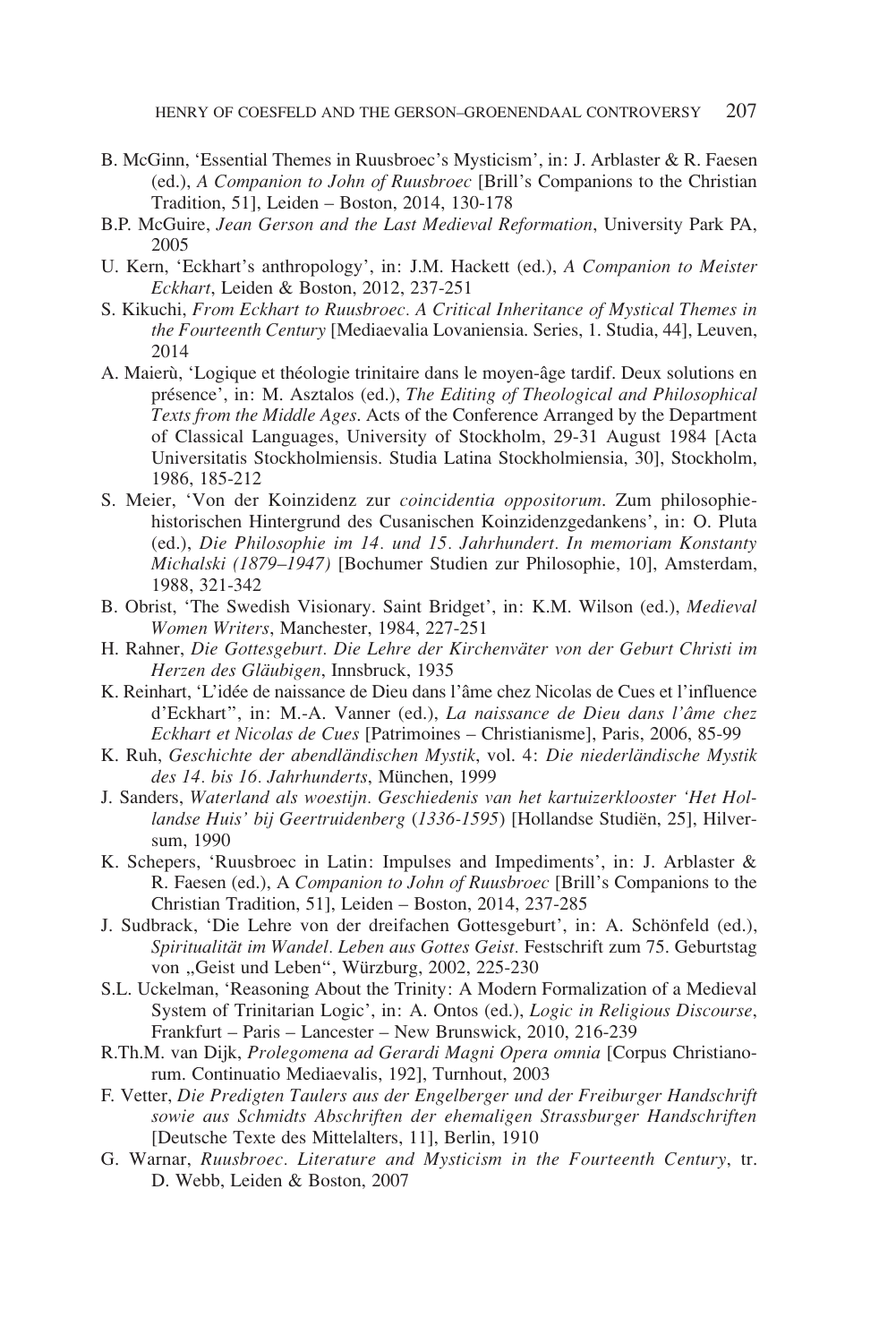B. McGinn, 'Essential Themes in Ruusbroec's Mysticism', in: J. Arblaster & R. Faesen (ed.), *A Companion to John of Ruusbroec* [Brill's Companions to the Christian Tradition, 51], Leiden – Boston, 2014, 130-178

B.P. McGuire, *Jean Gerson and the Last Medieval Reformation*, University Park PA, 2005

U. Kern, 'Eckhart's anthropology', in: J.M. Hackett (ed.), *A Companion to Meister Eckhart*, Leiden & Boston, 2012, 237-251

S. Kikuchi, *From Eckhart to Ruusbroec. A Critical Inheritance of Mystical Themes in the Fourteenth Century* [Mediaevalia Lovaniensia. Series, 1. Studia, 44], Leuven, 2014

A. Maierù, 'Logique et théologie trinitaire dans le moyen-âge tardif. Deux solutions en présence', in: M. Asztalos (ed.), *The Editing of Theological and Philosophical Texts from the Middle Ages*. Acts of the Conference Arranged by the Department of Classical Languages, University of Stockholm, 29-31 August 1984 [Acta Universitatis Stockholmiensis. Studia Latina Stockholmiensia, 30], Stockholm, 1986, 185-212

S. Meier, 'Von der Koinzidenz zur *coincidentia oppositorum*. Zum philosophiehistorischen Hintergrund des Cusanischen Koinzidenzgedankens', in: O. Pluta (ed.), *Die Philosophie im 14. und 15. Jahrhundert. In memoriam Konstanty Michalski (1879–1947)* [Bochumer Studien zur Philosophie, 10], Amsterdam, 1988, 321-342

B. Obrist, 'The Swedish Visionary. Saint Bridget', in: K.M. Wilson (ed.), *Medieval Women Writers*, Manchester, 1984, 227-251

H. Rahner, *Die Gottesgeburt. Die Lehre der Kirchenväter von der Geburt Christi im Herzen des Gläubigen*, Innsbruck, 1935

K. Reinhart, 'L'idée de naissance de Dieu dans l'âme chez Nicolas de Cues et l'influence d'Eckhart'', in: M.-A. Vanner (ed.), *La naissance de Dieu dans l'âme chez Eckhart et Nicolas de Cues* [Patrimoines – Christianisme], Paris, 2006, 85-99

K. Ruh, *Geschichte der abendländischen Mystik*, vol. 4: *Die niederländische Mystik des 14. bis 16. Jahrhunderts*, München, 1999

J. Sanders, *Waterland als woestijn. Geschiedenis van het kartuizerklooster 'Het Hollandse Huis' bij Geertruidenberg* (*1336-1595*) [Hollandse Studiën, 25], Hilversum, 1990

K. Schepers, 'Ruusbroec in Latin: Impulses and Impediments', in: J. Arblaster & R. Faesen (ed.), A *Companion to John of Ruusbroec* [Brill's Companions to the Christian Tradition, 51], Leiden – Boston, 2014, 237-285

J. Sudbrack, 'Die Lehre von der dreifachen Gottesgeburt', in: A. Schönfeld (ed.), *Spiritualität im Wandel. Leben aus Gottes Geist.* Festschrift zum 75. Geburtstag von „Geist und Leben", Würzburg, 2002, 225-230

S.L. Uckelman, 'Reasoning About the Trinity: A Modern Formalization of a Medieval System of Trinitarian Logic', in: A. Ontos (ed.), *Logic in Religious Discourse*, Frankfurt – Paris – Lancester – New Brunswick, 2010, 216-239

R.Th.M. van Dijk, *Prolegomena ad Gerardi Magni Opera omnia* [Corpus Christianorum. Continuatio Mediaevalis, 192], Turnhout, 2003

F. Vetter, *Die Predigten Taulers aus der Engelberger und der Freiburger Handschrift sowie aus Schmidts Abschriften der ehemaligen Strassburger Handschriften* [Deutsche Texte des Mittelalters, 11], Berlin, 1910

G. Warnar, *Ruusbroec. Literature and Mysticism in the Fourteenth Century*, tr. D. Webb, Leiden & Boston, 2007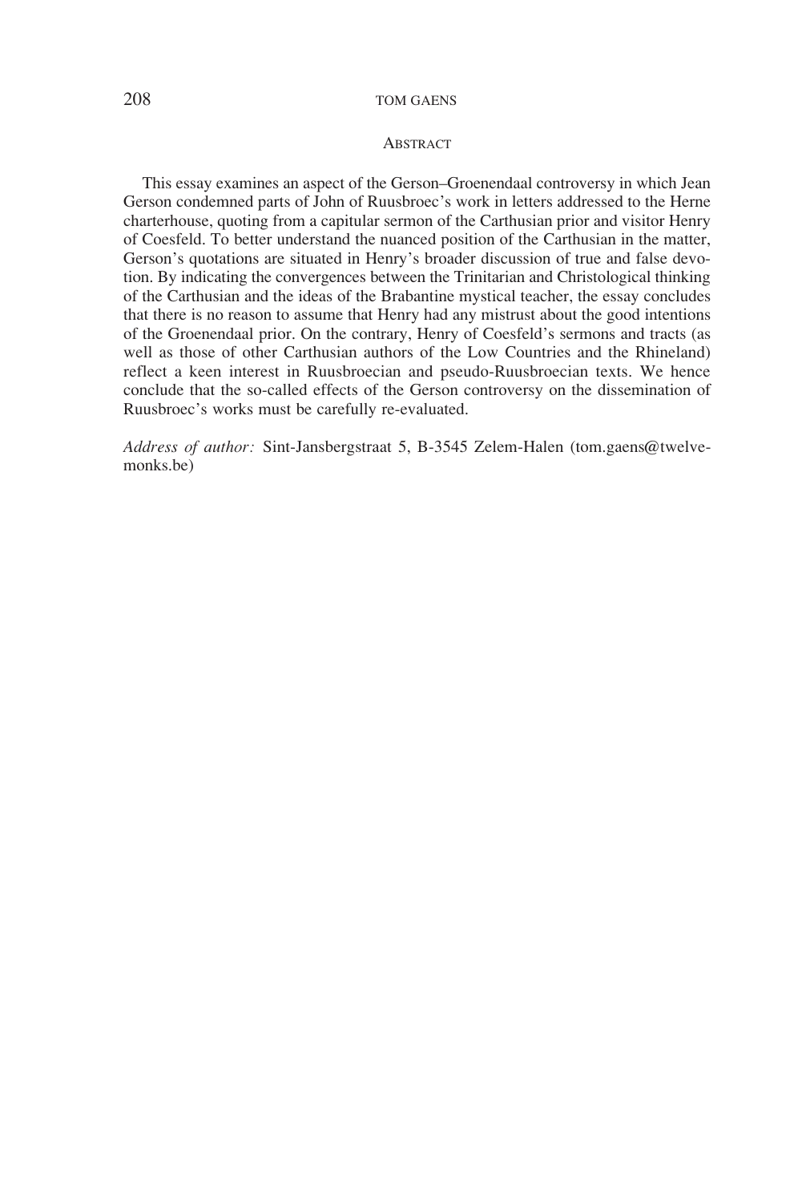## Abstract

This essay examines an aspect of the Gerson–Groenendaal controversy in which Jean Gerson condemned parts of John of Ruusbroec's work in letters addressed to the Herne charterhouse, quoting from a capitular sermon of the Carthusian prior and visitor Henry of Coesfeld. To better understand the nuanced position of the Carthusian in the matter, Gerson's quotations are situated in Henry's broader discussion of true and false devotion. By indicating the convergences between the Trinitarian and Christological thinking of the Carthusian and the ideas of the Brabantine mystical teacher, the essay concludes that there is no reason to assume that Henry had any mistrust about the good intentions of the Groenendaal prior. On the contrary, Henry of Coesfeld's sermons and tracts (as well as those of other Carthusian authors of the Low Countries and the Rhineland) reflect a keen interest in Ruusbroecian and pseudo-Ruusbroecian texts. We hence conclude that the so-called effects of the Gerson controversy on the dissemination of Ruusbroec's works must be carefully re-evaluated.

*Address of author:* Sint-Jansbergstraat 5, B-3545 Zelem-Halen (tom.gaens@twelve-monks.be)